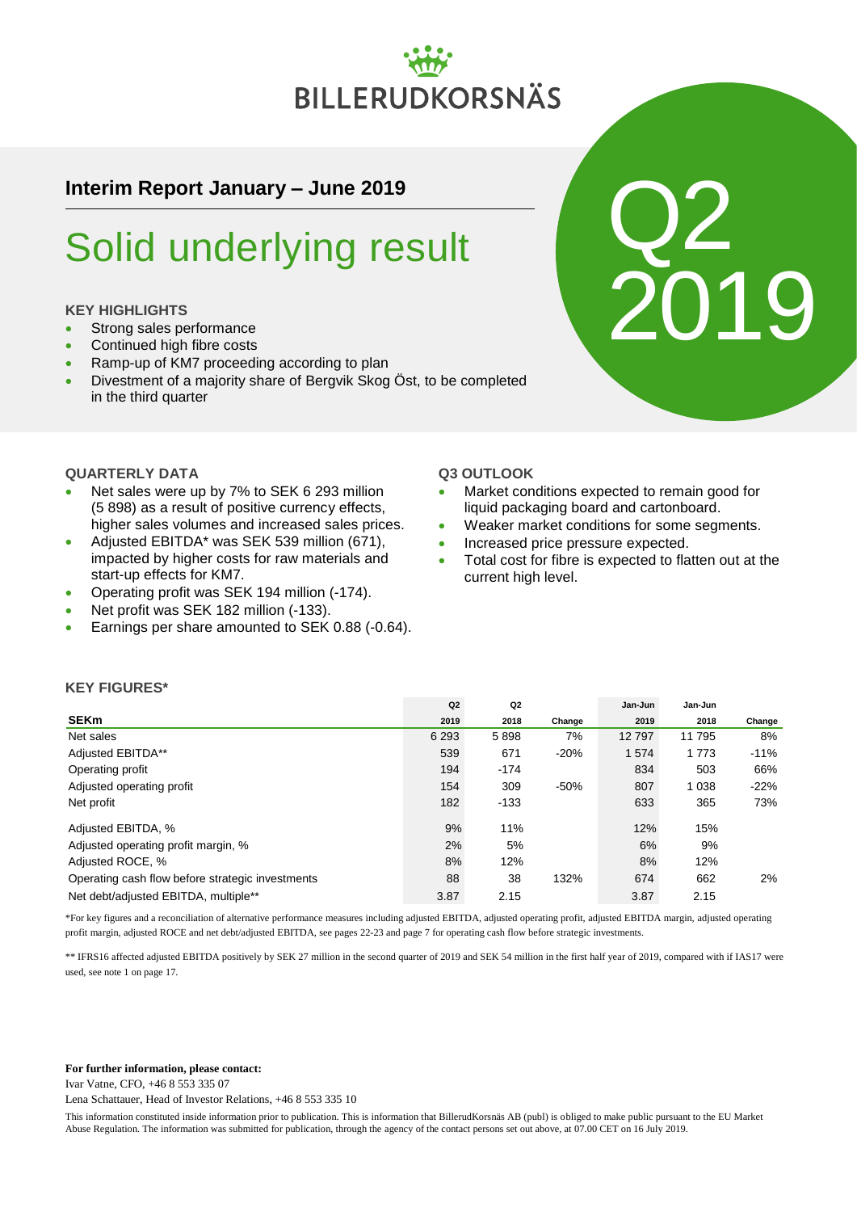# BILLERUDKORSNÄS

## Interim Report January – June 2019

# Solid underlying result

Q2 2019

### KEY HIGHLIGHTS

- Strong sales performance
- Continued high fibre costs
- Ramp-up of KM7 proceeding according to plan
- Divestment of a majority share of Bergvik Skog Öst, to be completed in the third quarter

### QUARTERLY DATA

- Net sales were up by 7% to SEK 6 293 million (5 898) as a result of positive currency effects, higher sales volumes and increased sales prices.
- Adjusted EBITDA* was SEK 539 million (671), impacted by higher costs for raw materials and start-up effects for KM7.
- Operating profit was SEK 194 million (-174).
- Net profit was SEK 182 million (-133).
- Earnings per share amounted to SEK 0.88 (-0.64).

### Q3 OUTLOOK

- Market conditions expected to remain good for liquid packaging board and cartonboard.
- Weaker market conditions for some segments.
- Increased price pressure expected.
- Total cost for fibre is expected to flatten out at the current high level.

### KEY FIGURES*

| SEKm | Q2 2019 | Q2 2018 | Change | Jan-Jun 2019 | Jan-Jun 2018 | Change |
|---|---|---|---|---|---|---|
| Net sales | 6 293 | 5 898 | 7% | 12 797 | 11 795 | 8% |
| Adjusted EBITDA** | 539 | 671 | -20% | 1 574 | 1 773 | -11% |
| Operating profit | 194 | -174 | | 834 | 503 | 66% |
| Adjusted operating profit | 154 | 309 | -50% | 807 | 1 038 | -22% |
| Net profit | 182 | -133 | | 633 | 365 | 73% |
| Adjusted EBITDA, % | 9% | 11% | | 12% | 15% | |
| Adjusted operating profit margin, % | 2% | 5% | | 6% | 9% | |
| Adjusted ROCE, % | 8% | 12% | | 8% | 12% | |
| Operating cash flow before strategic investments | 88 | 38 | 132% | 674 | 662 | 2% |
| Net debt/adjusted EBITDA, multiple** | 3.87 | 2.15 | | 3.87 | 2.15 | |

*For key figures and a reconciliation of alternative performance measures including adjusted EBITDA, adjusted operating profit, adjusted EBITDA margin, adjusted operating profit margin, adjusted ROCE and net debt/adjusted EBITDA, see pages 22-23 and page 7 for operating cash flow before strategic investments.

** IFRS16 affected adjusted EBITDA positively by SEK 27 million in the second quarter of 2019 and SEK 54 million in the first half year of 2019, compared with if IAS17 were used, see note 1 on page 17.

**For further information, please contact:**

Ivar Vatne, CFO, +46 8 553 335 07

Lena Schattauer, Head of Investor Relations, +46 8 553 335 10

This information constituted inside information prior to publication. This is information that BillerudKorsnäs AB (publ) is obliged to make public pursuant to the EU Market Abuse Regulation. The information was submitted for publication, through the agency of the contact persons set out above, at 07.00 CET on 16 July 2019.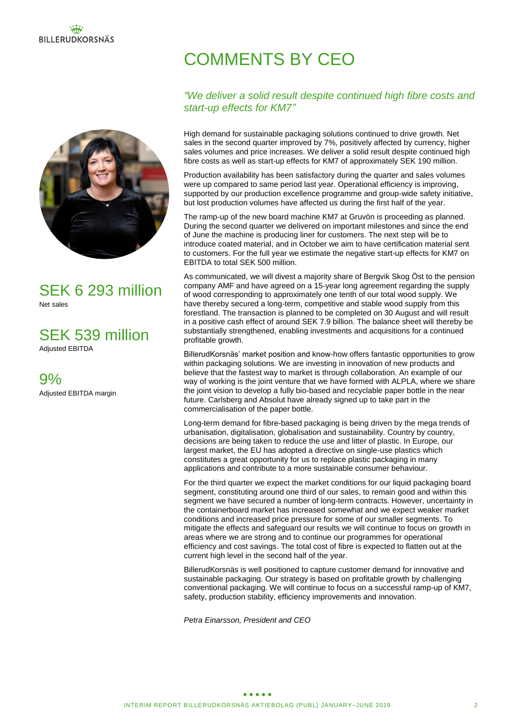# COMMENTS BY CEO

*"We deliver a solid result despite continued high fibre costs and start-up effects for KM7"*

## SEK 6 293 million
Net sales

## SEK 539 million
Adjusted EBITDA

## 9%
Adjusted EBITDA margin

High demand for sustainable packaging solutions continued to drive growth. Net sales in the second quarter improved by 7%, positively affected by currency, higher sales volumes and price increases. We deliver a solid result despite continued high fibre costs as well as start-up effects for KM7 of approximately SEK 190 million.

Production availability has been satisfactory during the quarter and sales volumes were up compared to same period last year. Operational efficiency is improving, supported by our production excellence programme and group-wide safety initiative, but lost production volumes have affected us during the first half of the year.

The ramp-up of the new board machine KM7 at Gruvön is proceeding as planned. During the second quarter we delivered on important milestones and since the end of June the machine is producing liner for customers. The next step will be to introduce coated material, and in October we aim to have certification material sent to customers. For the full year we estimate the negative start-up effects for KM7 on EBITDA to total SEK 500 million.

As communicated, we will divest a majority share of Bergvik Skog Öst to the pension company AMF and have agreed on a 15-year long agreement regarding the supply of wood corresponding to approximately one tenth of our total wood supply. We have thereby secured a long-term, competitive and stable wood supply from this forestland. The transaction is planned to be completed on 30 August and will result in a positive cash effect of around SEK 7.9 billion. The balance sheet will thereby be substantially strengthened, enabling investments and acquisitions for a continued profitable growth.

BillerudKorsnäs' market position and know-how offers fantastic opportunities to grow within packaging solutions. We are investing in innovation of new products and believe that the fastest way to market is through collaboration. An example of our way of working is the joint venture that we have formed with ALPLA, where we share the joint vision to develop a fully bio-based and recyclable paper bottle in the near future. Carlsberg and Absolut have already signed up to take part in the commercialisation of the paper bottle.

Long-term demand for fibre-based packaging is being driven by the mega trends of urbanisation, digitalisation, globalisation and sustainability. Country by country, decisions are being taken to reduce the use and litter of plastic. In Europe, our largest market, the EU has adopted a directive on single-use plastics which constitutes a great opportunity for us to replace plastic packaging in many applications and contribute to a more sustainable consumer behaviour.

For the third quarter we expect the market conditions for our liquid packaging board segment, constituting around one third of our sales, to remain good and within this segment we have secured a number of long-term contracts. However, uncertainty in the containerboard market has increased somewhat and we expect weaker market conditions and increased price pressure for some of our smaller segments. To mitigate the effects and safeguard our results we will continue to focus on growth in areas where we are strong and to continue our programmes for operational efficiency and cost savings. The total cost of fibre is expected to flatten out at the current high level in the second half of the year.

BillerudKorsnäs is well positioned to capture customer demand for innovative and sustainable packaging. Our strategy is based on profitable growth by challenging conventional packaging. We will continue to focus on a successful ramp-up of KM7, safety, production stability, efficiency improvements and innovation.

*Petra Einarsson, President and CEO*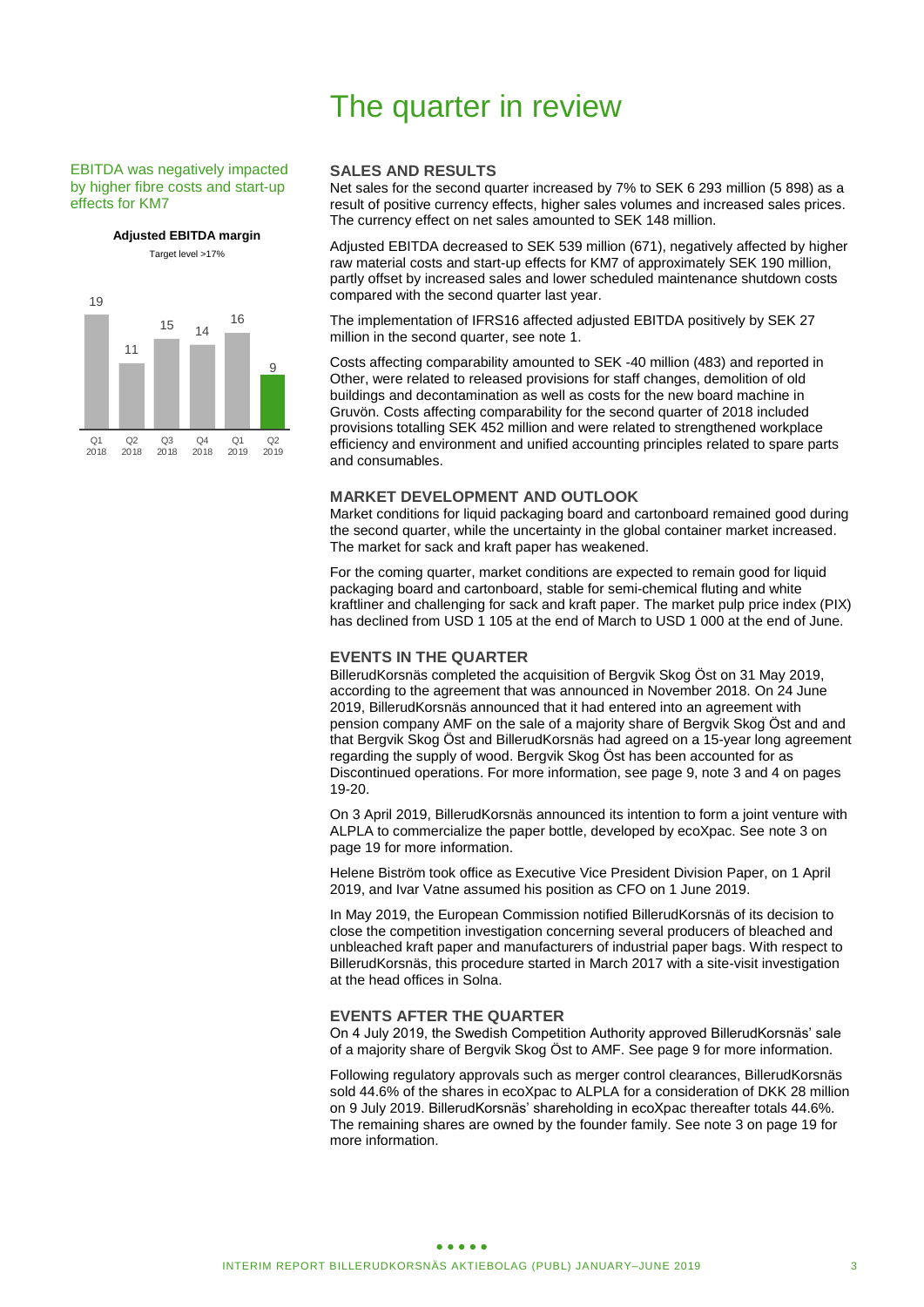# The quarter in review

EBITDA was negatively impacted by higher fibre costs and start-up effects for KM7

**Adjusted EBITDA margin**

Target level >17%

| Q1 2018 | Q2 2018 | Q3 2018 | Q4 2018 | Q1 2019 | Q2 2019 |
|---|---|---|---|---|---|
| 19 | 11 | 15 | 14 | 16 | 9 |

## SALES AND RESULTS

Net sales for the second quarter increased by 7% to SEK 6 293 million (5 898) as a result of positive currency effects, higher sales volumes and increased sales prices. The currency effect on net sales amounted to SEK 148 million.

Adjusted EBITDA decreased to SEK 539 million (671), negatively affected by higher raw material costs and start-up effects for KM7 of approximately SEK 190 million, partly offset by increased sales and lower scheduled maintenance shutdown costs compared with the second quarter last year.

The implementation of IFRS16 affected adjusted EBITDA positively by SEK 27 million in the second quarter, see note 1.

Costs affecting comparability amounted to SEK -40 million (483) and reported in Other, were related to released provisions for staff changes, demolition of old buildings and decontamination as well as costs for the new board machine in Gruvön. Costs affecting comparability for the second quarter of 2018 included provisions totalling SEK 452 million and were related to strengthened workplace efficiency and environment and unified accounting principles related to spare parts and consumables.

## MARKET DEVELOPMENT AND OUTLOOK

Market conditions for liquid packaging board and cartonboard remained good during the second quarter, while the uncertainty in the global container market increased. The market for sack and kraft paper has weakened.

For the coming quarter, market conditions are expected to remain good for liquid packaging board and cartonboard, stable for semi-chemical fluting and white kraftliner and challenging for sack and kraft paper. The market pulp price index (PIX) has declined from USD 1 105 at the end of March to USD 1 000 at the end of June.

## EVENTS IN THE QUARTER

BillerudKorsnäs completed the acquisition of Bergvik Skog Öst on 31 May 2019, according to the agreement that was announced in November 2018. On 24 June 2019, BillerudKorsnäs announced that it had entered into an agreement with pension company AMF on the sale of a majority share of Bergvik Skog Öst and and that Bergvik Skog Öst and BillerudKorsnäs had agreed on a 15-year long agreement regarding the supply of wood. Bergvik Skog Öst has been accounted for as Discontinued operations. For more information, see page 9, note 3 and 4 on pages 19-20.

On 3 April 2019, BillerudKorsnäs announced its intention to form a joint venture with ALPLA to commercialize the paper bottle, developed by ecoXpac. See note 3 on page 19 for more information.

Helene Biström took office as Executive Vice President Division Paper, on 1 April 2019, and Ivar Vatne assumed his position as CFO on 1 June 2019.

In May 2019, the European Commission notified BillerudKorsnäs of its decision to close the competition investigation concerning several producers of bleached and unbleached kraft paper and manufacturers of industrial paper bags. With respect to BillerudKorsnäs, this procedure started in March 2017 with a site-visit investigation at the head offices in Solna.

## EVENTS AFTER THE QUARTER

On 4 July 2019, the Swedish Competition Authority approved BillerudKorsnäs' sale of a majority share of Bergvik Skog Öst to AMF. See page 9 for more information.

Following regulatory approvals such as merger control clearances, BillerudKorsnäs sold 44.6% of the shares in ecoXpac to ALPLA for a consideration of DKK 28 million on 9 July 2019. BillerudKorsnäs' shareholding in ecoXpac thereafter totals 44.6%. The remaining shares are owned by the founder family. See note 3 on page 19 for more information.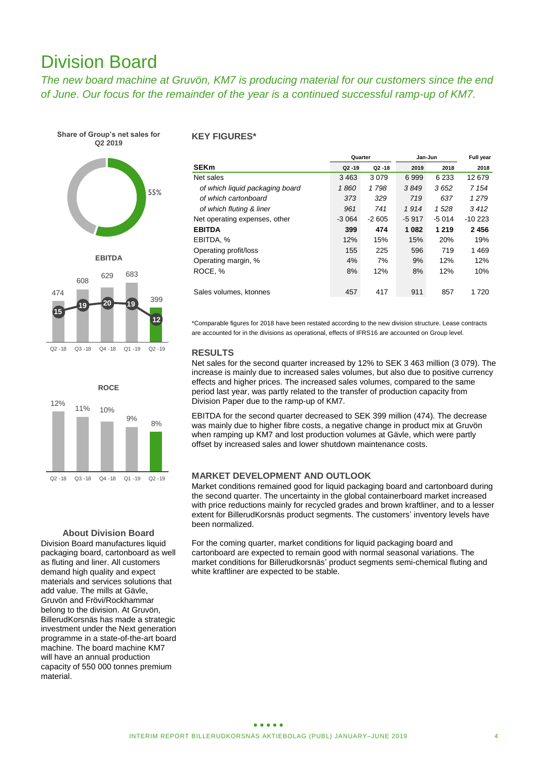# Division Board

*The new board machine at Gruvön, KM7 is producing material for our customers since the end of June. Our focus for the remainder of the year is a continued successful ramp-up of KM7.*

**Share of Group's net sales for Q2 2019**

55%

**EBITDA**

| | Q2 -18 | Q3 -18 | Q4 -18 | Q1 -19 | Q2 -19 |
|---|---|---|---|---|---|
| EBITDA | 474 | 608 | 629 | 683 | 399 |
| EBITDA, % | 15 | 19 | 20 | 19 | 12 |

**ROCE**

| Q2 -18 | Q3 -18 | Q4 -18 | Q1 -19 | Q2 -19 |
|---|---|---|---|---|
| 12% | 11% | 10% | 9% | 8% |

### About Division Board

Division Board manufactures liquid packaging board, cartonboard as well as fluting and liner. All customers demand high quality and expect materials and services solutions that add value. The mills at Gävle, Gruvön and Frövi/Rockhammar belong to the division. At Gruvön, BillerudKorsnäs has made a strategic investment under the Next generation programme in a state-of-the-art board machine. The board machine KM7 will have an annual production capacity of 550 000 tonnes premium material.

## KEY FIGURES*

| | Quarter | | Jan-Jun | | Full year |
|---|---|---|---|---|---|
| **SEKm** | **Q2 -19** | **Q2 -18** | **2019** | **2018** | **2018** |
| Net sales | 3 463 | 3 079 | 6 999 | 6 233 | 12 679 |
| *of which liquid packaging board* | *1 860* | *1 798* | *3 849* | *3 652* | *7 154* |
| *of which cartonboard* | *373* | *329* | *719* | *637* | *1 279* |
| *of which fluting & liner* | *961* | *741* | *1 914* | *1 528* | *3 412* |
| Net operating expenses, other | -3 064 | -2 605 | -5 917 | -5 014 | -10 223 |
| **EBITDA** | **399** | **474** | **1 082** | **1 219** | **2 456** |
| EBITDA, % | 12% | 15% | 15% | 20% | 19% |
| Operating profit/loss | 155 | 225 | 596 | 719 | 1 469 |
| Operating margin, % | 4% | 7% | 9% | 12% | 12% |
| ROCE, % | 8% | 12% | 8% | 12% | 10% |
| | | | | | |
| Sales volumes, ktonnes | 457 | 417 | 911 | 857 | 1 720 |

*Comparable figures for 2018 have been restated according to the new division structure. Lease contracts are accounted for in the divisions as operational, effects of IFRS16 are accounted on Group level.

## RESULTS

Net sales for the second quarter increased by 12% to SEK 3 463 million (3 079). The increase is mainly due to increased sales volumes, but also due to positive currency effects and higher prices. The increased sales volumes, compared to the same period last year, was partly related to the transfer of production capacity from Division Paper due to the ramp-up of KM7.

EBITDA for the second quarter decreased to SEK 399 million (474). The decrease was mainly due to higher fibre costs, a negative change in product mix at Gruvön when ramping up KM7 and lost production volumes at Gävle, which were partly offset by increased sales and lower shutdown maintenance costs.

## MARKET DEVELOPMENT AND OUTLOOK

Market conditions remained good for liquid packaging board and cartonboard during the second quarter. The uncertainty in the global containerboard market increased with price reductions mainly for recycled grades and brown kraftliner, and to a lesser extent for BillerudKorsnäs product segments. The customers' inventory levels have been normalized.

For the coming quarter, market conditions for liquid packaging board and cartonboard are expected to remain good with normal seasonal variations. The market conditions for Billerudkorsnäs' product segments semi-chemical fluting and white kraftliner are expected to be stable.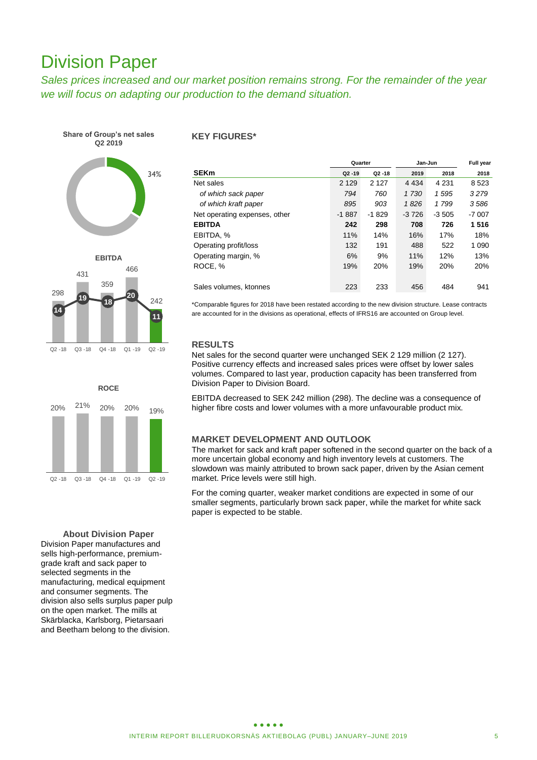# Division Paper

*Sales prices increased and our market position remains strong. For the remainder of the year we will focus on adapting our production to the demand situation.*

**Share of Group's net sales Q2 2019**

34%

**EBITDA**

| | Q2 -18 | Q3 -18 | Q4 -18 | Q1 -19 | Q2 -19 |
|---|---|---|---|---|---|
| EBITDA, SEKm | 298 | 431 | 359 | 466 | 242 |
| EBITDA, % | 14 | 19 | 18 | 20 | 11 |

**ROCE**

| Q2 -18 | Q3 -18 | Q4 -18 | Q1 -19 | Q2 -19 |
|---|---|---|---|---|
| 20% | 21% | 20% | 20% | 19% |

**About Division Paper**

Division Paper manufactures and sells high-performance, premium-grade kraft and sack paper to selected segments in the manufacturing, medical equipment and consumer segments. The division also sells surplus paper pulp on the open market. The mills at Skärblacka, Karlsborg, Pietarsaari and Beetham belong to the division.

### KEY FIGURES*

| | Quarter | | Jan-Jun | | Full year |
|---|---|---|---|---|---|
| **SEKm** | **Q2 -19** | **Q2 -18** | **2019** | **2018** | **2018** |
| Net sales | 2 129 | 2 127 | 4 434 | 4 231 | 8 523 |
| *of which sack paper* | *794* | *760* | *1 730* | *1 595* | *3 279* |
| *of which kraft paper* | *895* | *903* | *1 826* | *1 799* | *3 586* |
| Net operating expenses, other | -1 887 | -1 829 | -3 726 | -3 505 | -7 007 |
| **EBITDA** | **242** | **298** | **708** | **726** | **1 516** |
| EBITDA, % | 11% | 14% | 16% | 17% | 18% |
| Operating profit/loss | 132 | 191 | 488 | 522 | 1 090 |
| Operating margin, % | 6% | 9% | 11% | 12% | 13% |
| ROCE, % | 19% | 20% | 19% | 20% | 20% |
| Sales volumes, ktonnes | 223 | 233 | 456 | 484 | 941 |

*Comparable figures for 2018 have been restated according to the new division structure. Lease contracts are accounted for in the divisions as operational, effects of IFRS16 are accounted on Group level.

### RESULTS

Net sales for the second quarter were unchanged SEK 2 129 million (2 127). Positive currency effects and increased sales prices were offset by lower sales volumes. Compared to last year, production capacity has been transferred from Division Paper to Division Board.

EBITDA decreased to SEK 242 million (298). The decline was a consequence of higher fibre costs and lower volumes with a more unfavourable product mix.

### MARKET DEVELOPMENT AND OUTLOOK

The market for sack and kraft paper softened in the second quarter on the back of a more uncertain global economy and high inventory levels at customers. The slowdown was mainly attributed to brown sack paper, driven by the Asian cement market. Price levels were still high.

For the coming quarter, weaker market conditions are expected in some of our smaller segments, particularly brown sack paper, while the market for white sack paper is expected to be stable.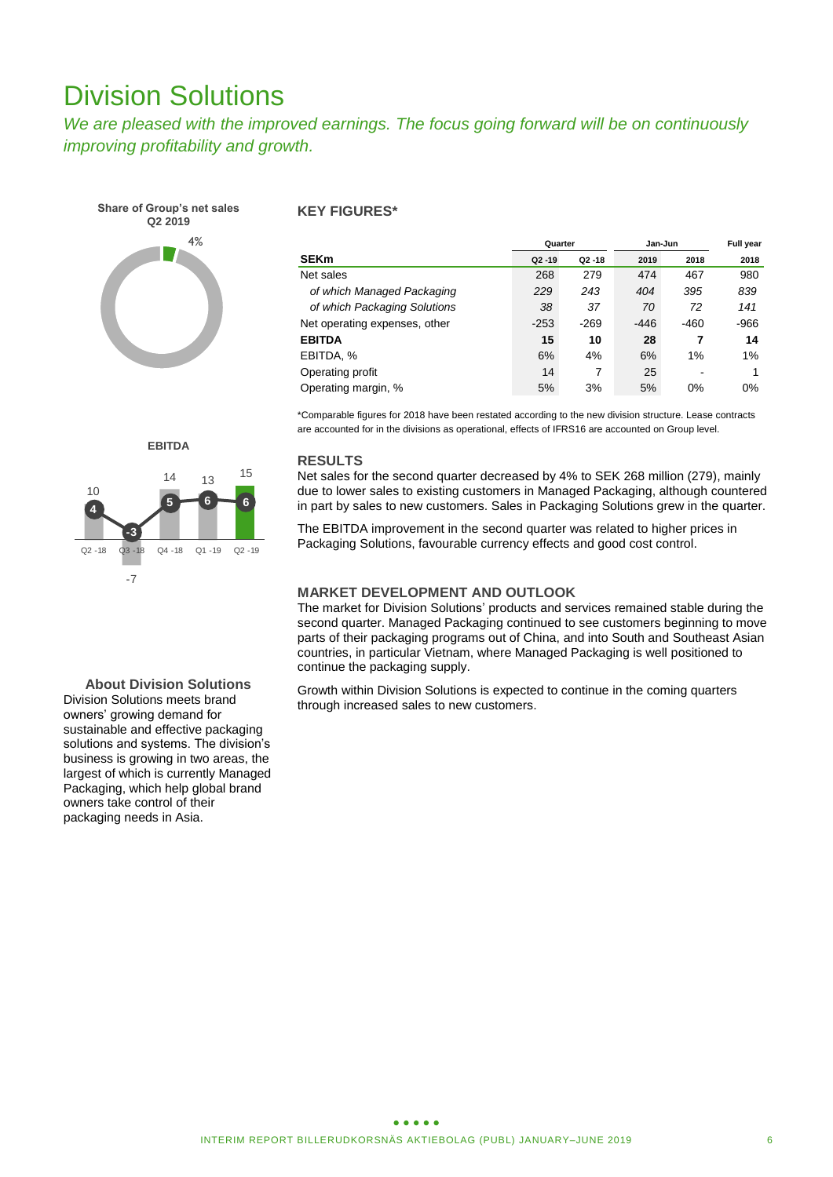# Division Solutions

*We are pleased with the improved earnings. The focus going forward will be on continuously improving profitability and growth.*

**Share of Group's net sales Q2 2019**

4%

**EBITDA**

| | Q2 -18 | Q3 -18 | Q4 -18 | Q1 -19 | Q2 -19 |
|---|---|---|---|---|---|
| EBITDA | 10 | -7 | 14 | 13 | 15 |
| EBITDA, % | 4 | -3 | 5 | 6 | 6 |

### About Division Solutions

Division Solutions meets brand owners' growing demand for sustainable and effective packaging solutions and systems. The division's business is growing in two areas, the largest of which is currently Managed Packaging, which help global brand owners take control of their packaging needs in Asia.

### KEY FIGURES*

| | Quarter | | Jan-Jun | | Full year |
|---|---|---|---|---|---|
| **SEKm** | **Q2 -19** | **Q2 -18** | **2019** | **2018** | **2018** |
| Net sales | 268 | 279 | 474 | 467 | 980 |
| *of which Managed Packaging* | *229* | *243* | *404* | *395* | *839* |
| *of which Packaging Solutions* | *38* | *37* | *70* | *72* | *141* |
| Net operating expenses, other | -253 | -269 | -446 | -460 | -966 |
| **EBITDA** | **15** | **10** | **28** | **7** | **14** |
| EBITDA, % | 6% | 4% | 6% | 1% | 1% |
| Operating profit | 14 | 7 | 25 | - | 1 |
| Operating margin, % | 5% | 3% | 5% | 0% | 0% |

*Comparable figures for 2018 have been restated according to the new division structure. Lease contracts are accounted for in the divisions as operational, effects of IFRS16 are accounted on Group level.

### RESULTS

Net sales for the second quarter decreased by 4% to SEK 268 million (279), mainly due to lower sales to existing customers in Managed Packaging, although countered in part by sales to new customers. Sales in Packaging Solutions grew in the quarter.

The EBITDA improvement in the second quarter was related to higher prices in Packaging Solutions, favourable currency effects and good cost control.

### MARKET DEVELOPMENT AND OUTLOOK

The market for Division Solutions' products and services remained stable during the second quarter. Managed Packaging continued to see customers beginning to move parts of their packaging programs out of China, and into South and Southeast Asian countries, in particular Vietnam, where Managed Packaging is well positioned to continue the packaging supply.

Growth within Division Solutions is expected to continue in the coming quarters through increased sales to new customers.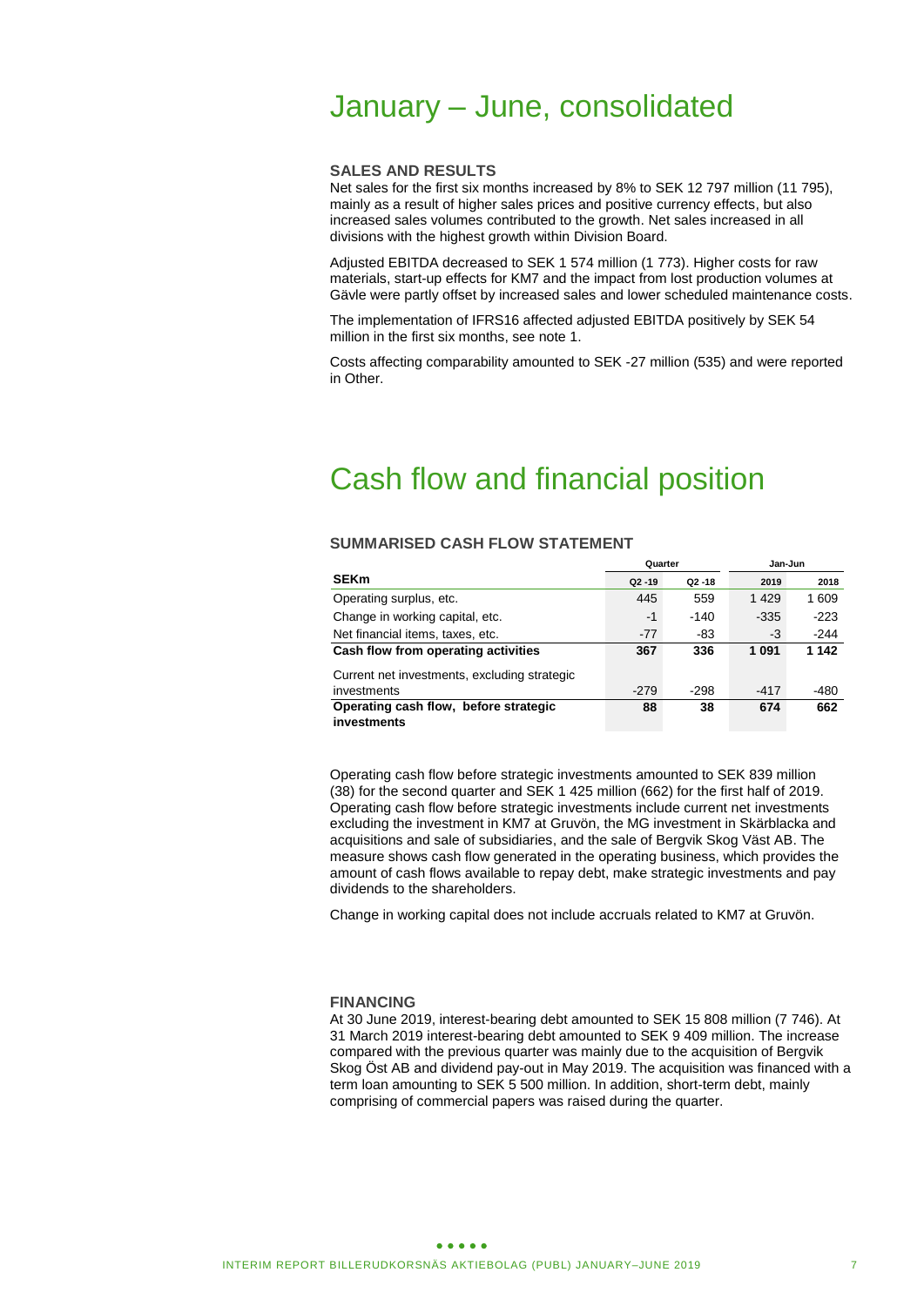# January – June, consolidated

### SALES AND RESULTS

Net sales for the first six months increased by 8% to SEK 12 797 million (11 795), mainly as a result of higher sales prices and positive currency effects, but also increased sales volumes contributed to the growth. Net sales increased in all divisions with the highest growth within Division Board.

Adjusted EBITDA decreased to SEK 1 574 million (1 773). Higher costs for raw materials, start-up effects for KM7 and the impact from lost production volumes at Gävle were partly offset by increased sales and lower scheduled maintenance costs.

The implementation of IFRS16 affected adjusted EBITDA positively by SEK 54 million in the first six months, see note 1.

Costs affecting comparability amounted to SEK -27 million (535) and were reported in Other.

# Cash flow and financial position

### SUMMARISED CASH FLOW STATEMENT

| | Quarter | | Jan-Jun | |
|---|---|---|---|---|
| **SEKm** | Q2 -19 | Q2 -18 | 2019 | 2018 |
| Operating surplus, etc. | 445 | 559 | 1 429 | 1 609 |
| Change in working capital, etc. | -1 | -140 | -335 | -223 |
| Net financial items, taxes, etc. | -77 | -83 | -3 | -244 |
| **Cash flow from operating activities** | **367** | **336** | **1 091** | **1 142** |
| Current net investments, excluding strategic investments | -279 | -298 | -417 | -480 |
| **Operating cash flow, before strategic investments** | **88** | **38** | **674** | **662** |

Operating cash flow before strategic investments amounted to SEK 839 million (38) for the second quarter and SEK 1 425 million (662) for the first half of 2019. Operating cash flow before strategic investments include current net investments excluding the investment in KM7 at Gruvön, the MG investment in Skärblacka and acquisitions and sale of subsidiaries, and the sale of Bergvik Skog Väst AB. The measure shows cash flow generated in the operating business, which provides the amount of cash flows available to repay debt, make strategic investments and pay dividends to the shareholders.

Change in working capital does not include accruals related to KM7 at Gruvön.

### FINANCING

At 30 June 2019, interest-bearing debt amounted to SEK 15 808 million (7 746). At 31 March 2019 interest-bearing debt amounted to SEK 9 409 million. The increase compared with the previous quarter was mainly due to the acquisition of Bergvik Skog Öst AB and dividend pay-out in May 2019. The acquisition was financed with a term loan amounting to SEK 5 500 million. In addition, short-term debt, mainly comprising of commercial papers was raised during the quarter.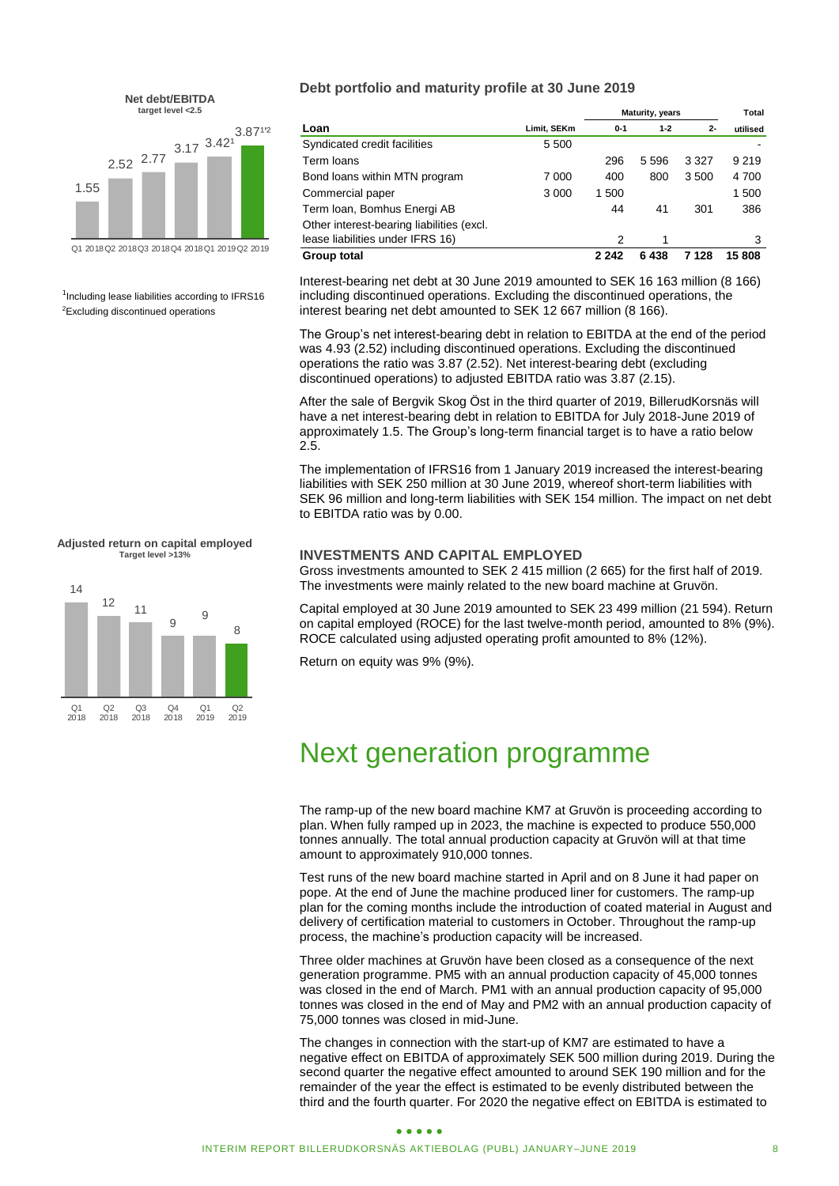**Net debt/EBITDA**
target level <2.5

| Q1 2018 | Q2 2018 | Q3 2018 | Q4 2018 | Q1 2019 | Q2 2019 |
|---|---|---|---|---|---|
| 1.55 | 2.52 | 2.77 | 3.17 | 3.42[1] | 3.87[1,2] |

[1]Including lease liabilities according to IFRS16
[2]Excluding discontinued operations

## Debt portfolio and maturity profile at 30 June 2019

| Loan | Limit, SEKm | Maturity, years 0-1 | 1-2 | 2- | Total utilised |
|---|---|---|---|---|---|
| Syndicated credit facilities | 5 500 | | | | - |
| Term loans | | 296 | 5 596 | 3 327 | 9 219 |
| Bond loans within MTN program | 7 000 | 400 | 800 | 3 500 | 4 700 |
| Commercial paper | 3 000 | 1 500 | | | 1 500 |
| Term loan, Bomhus Energi AB | | 44 | 41 | 301 | 386 |
| Other interest-bearing liabilities (excl. lease liabilities under IFRS 16) | | 2 | 1 | | 3 |
| **Group total** | | **2 242** | **6 438** | **7 128** | **15 808** |

Interest-bearing net debt at 30 June 2019 amounted to SEK 16 163 million (8 166) including discontinued operations. Excluding the discontinued operations, the interest bearing net debt amounted to SEK 12 667 million (8 166).

The Group's net interest-bearing debt in relation to EBITDA at the end of the period was 4.93 (2.52) including discontinued operations. Excluding the discontinued operations the ratio was 3.87 (2.52). Net interest-bearing debt (excluding discontinued operations) to adjusted EBITDA ratio was 3.87 (2.15).

After the sale of Bergvik Skog Öst in the third quarter of 2019, BillerudKorsnäs will have a net interest-bearing debt in relation to EBITDA for July 2018-June 2019 of approximately 1.5. The Group's long-term financial target is to have a ratio below 2.5.

The implementation of IFRS16 from 1 January 2019 increased the interest-bearing liabilities with SEK 250 million at 30 June 2019, whereof short-term liabilities with SEK 96 million and long-term liabilities with SEK 154 million. The impact on net debt to EBITDA ratio was by 0.00.

**Adjusted return on capital employed**
Target level >13%

| Q1 2018 | Q2 2018 | Q3 2018 | Q4 2018 | Q1 2019 | Q2 2019 |
|---|---|---|---|---|---|
| 14 | 12 | 11 | 9 | 9 | 8 |

### INVESTMENTS AND CAPITAL EMPLOYED

Gross investments amounted to SEK 2 415 million (2 665) for the first half of 2019. The investments were mainly related to the new board machine at Gruvön.

Capital employed at 30 June 2019 amounted to SEK 23 499 million (21 594). Return on capital employed (ROCE) for the last twelve-month period, amounted to 8% (9%). ROCE calculated using adjusted operating profit amounted to 8% (12%).

Return on equity was 9% (9%).

# Next generation programme

The ramp-up of the new board machine KM7 at Gruvön is proceeding according to plan. When fully ramped up in 2023, the machine is expected to produce 550,000 tonnes annually. The total annual production capacity at Gruvön will at that time amount to approximately 910,000 tonnes.

Test runs of the new board machine started in April and on 8 June it had paper on pope. At the end of June the machine produced liner for customers. The ramp-up plan for the coming months include the introduction of coated material in August and delivery of certification material to customers in October. Throughout the ramp-up process, the machine's production capacity will be increased.

Three older machines at Gruvön have been closed as a consequence of the next generation programme. PM5 with an annual production capacity of 45,000 tonnes was closed in the end of March. PM1 with an annual production capacity of 95,000 tonnes was closed in the end of May and PM2 with an annual production capacity of 75,000 tonnes was closed in mid-June.

The changes in connection with the start-up of KM7 are estimated to have a negative effect on EBITDA of approximately SEK 500 million during 2019. During the second quarter the negative effect amounted to around SEK 190 million and for the remainder of the year the effect is estimated to be evenly distributed between the third and the fourth quarter. For 2020 the negative effect on EBITDA is estimated to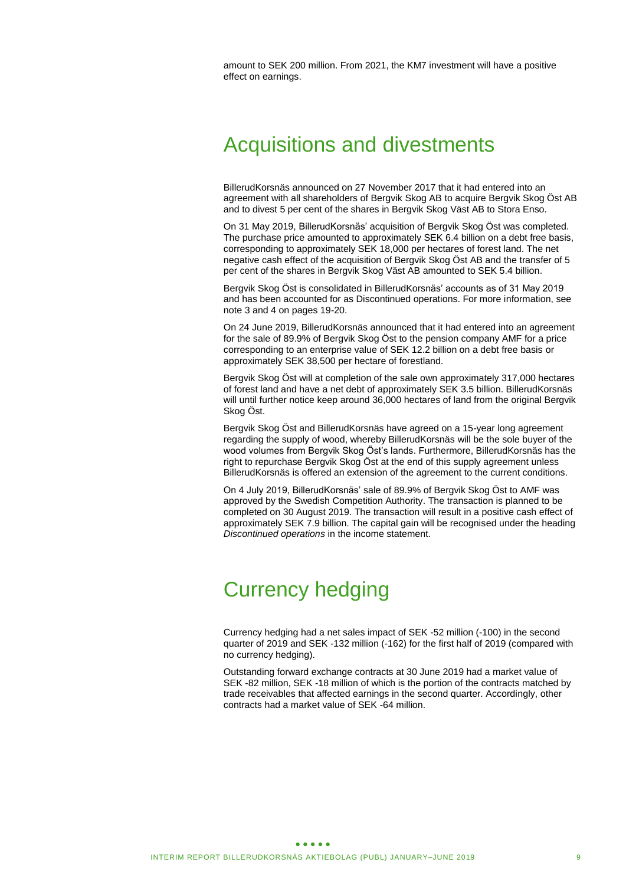amount to SEK 200 million. From 2021, the KM7 investment will have a positive effect on earnings.

# Acquisitions and divestments

BillerudKorsnäs announced on 27 November 2017 that it had entered into an agreement with all shareholders of Bergvik Skog AB to acquire Bergvik Skog Öst AB and to divest 5 per cent of the shares in Bergvik Skog Väst AB to Stora Enso.

On 31 May 2019, BillerudKorsnäs' acquisition of Bergvik Skog Öst was completed. The purchase price amounted to approximately SEK 6.4 billion on a debt free basis, corresponding to approximately SEK 18,000 per hectares of forest land. The net negative cash effect of the acquisition of Bergvik Skog Öst AB and the transfer of 5 per cent of the shares in Bergvik Skog Väst AB amounted to SEK 5.4 billion.

Bergvik Skog Öst is consolidated in BillerudKorsnäs' accounts as of 31 May 2019 and has been accounted for as Discontinued operations. For more information, see note 3 and 4 on pages 19-20.

On 24 June 2019, BillerudKorsnäs announced that it had entered into an agreement for the sale of 89.9% of Bergvik Skog Öst to the pension company AMF for a price corresponding to an enterprise value of SEK 12.2 billion on a debt free basis or approximately SEK 38,500 per hectare of forestland.

Bergvik Skog Öst will at completion of the sale own approximately 317,000 hectares of forest land and have a net debt of approximately SEK 3.5 billion. BillerudKorsnäs will until further notice keep around 36,000 hectares of land from the original Bergvik Skog Öst.

Bergvik Skog Öst and BillerudKorsnäs have agreed on a 15-year long agreement regarding the supply of wood, whereby BillerudKorsnäs will be the sole buyer of the wood volumes from Bergvik Skog Öst's lands. Furthermore, BillerudKorsnäs has the right to repurchase Bergvik Skog Öst at the end of this supply agreement unless BillerudKorsnäs is offered an extension of the agreement to the current conditions.

On 4 July 2019, BillerudKorsnäs' sale of 89.9% of Bergvik Skog Öst to AMF was approved by the Swedish Competition Authority. The transaction is planned to be completed on 30 August 2019. The transaction will result in a positive cash effect of approximately SEK 7.9 billion. The capital gain will be recognised under the heading *Discontinued operations* in the income statement.

# Currency hedging

Currency hedging had a net sales impact of SEK -52 million (-100) in the second quarter of 2019 and SEK -132 million (-162) for the first half of 2019 (compared with no currency hedging).

Outstanding forward exchange contracts at 30 June 2019 had a market value of SEK -82 million, SEK -18 million of which is the portion of the contracts matched by trade receivables that affected earnings in the second quarter. Accordingly, other contracts had a market value of SEK -64 million.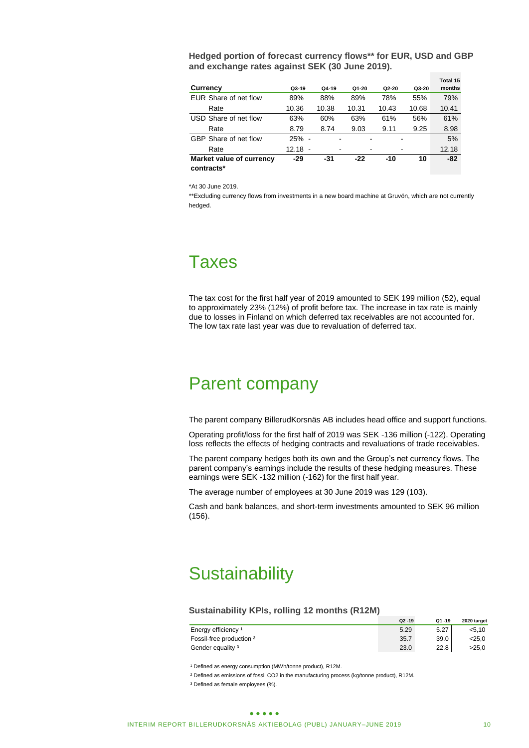**Hedged portion of forecast currency flows** for EUR, USD and GBP and exchange rates against SEK (30 June 2019).**

| Currency | Q3-19 | Q4-19 | Q1-20 | Q2-20 | Q3-20 | Total 15 months |
|---|---|---|---|---|---|---|
| EUR Share of net flow | 89% | 88% | 89% | 78% | 55% | 79% |
| Rate | 10.36 | 10.38 | 10.31 | 10.43 | 10.68 | 10.41 |
| USD Share of net flow | 63% | 60% | 63% | 61% | 56% | 61% |
| Rate | 8.79 | 8.74 | 9.03 | 9.11 | 9.25 | 8.98 |
| GBP Share of net flow | 25% | - | - | - | - | 5% |
| Rate | 12.18 | - | - | - | - | 12.18 |
| **Market value of currency contracts*** | **-29** | **-31** | **-22** | **-10** | **10** | **-82** |

*At 30 June 2019.

**Excluding currency flows from investments in a new board machine at Gruvön, which are not currently hedged.

# Taxes

The tax cost for the first half year of 2019 amounted to SEK 199 million (52), equal to approximately 23% (12%) of profit before tax. The increase in tax rate is mainly due to losses in Finland on which deferred tax receivables are not accounted for. The low tax rate last year was due to revaluation of deferred tax.

# Parent company

The parent company BillerudKorsnäs AB includes head office and support functions.

Operating profit/loss for the first half of 2019 was SEK -136 million (-122). Operating loss reflects the effects of hedging contracts and revaluations of trade receivables.

The parent company hedges both its own and the Group's net currency flows. The parent company's earnings include the results of these hedging measures. These earnings were SEK -132 million (-162) for the first half year.

The average number of employees at 30 June 2019 was 129 (103).

Cash and bank balances, and short-term investments amounted to SEK 96 million (156).

# Sustainability

**Sustainability KPIs, rolling 12 months (R12M)**

| | Q2 -19 | Q1 -19 | 2020 target |
|---|---|---|---|
| Energy efficiency [1] | 5.29 | 5.27 | <5,10 |
| Fossil-free production [2] | 35.7 | 39.0 | <25,0 |
| Gender equality [3] | 23.0 | 22.8 | >25,0 |

[1] Defined as energy consumption (MWh/tonne product), R12M.

[2] Defined as emissions of fossil $CO_2$ in the manufacturing process (kg/tonne product), R12M.

[3] Defined as female employees (%).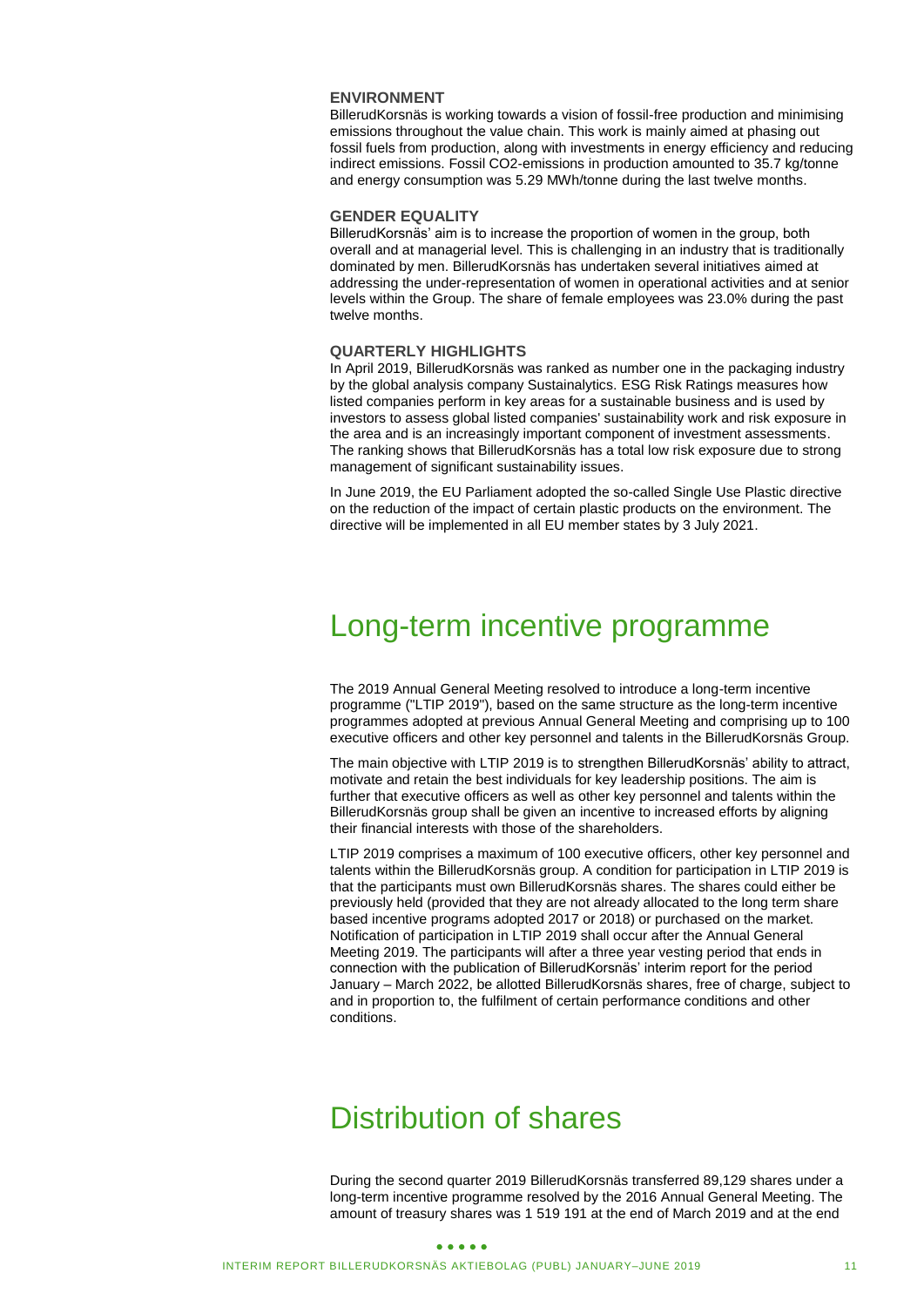### ENVIRONMENT

BillerudKorsnäs is working towards a vision of fossil-free production and minimising emissions throughout the value chain. This work is mainly aimed at phasing out fossil fuels from production, along with investments in energy efficiency and reducing indirect emissions. Fossil $CO_2$-emissions in production amounted to 35.7 kg/tonne and energy consumption was 5.29 MWh/tonne during the last twelve months.

### GENDER EQUALITY

BillerudKorsnäs' aim is to increase the proportion of women in the group, both overall and at managerial level. This is challenging in an industry that is traditionally dominated by men. BillerudKorsnäs has undertaken several initiatives aimed at addressing the under-representation of women in operational activities and at senior levels within the Group. The share of female employees was 23.0% during the past twelve months.

### QUARTERLY HIGHLIGHTS

In April 2019, BillerudKorsnäs was ranked as number one in the packaging industry by the global analysis company Sustainalytics. ESG Risk Ratings measures how listed companies perform in key areas for a sustainable business and is used by investors to assess global listed companies' sustainability work and risk exposure in the area and is an increasingly important component of investment assessments. The ranking shows that BillerudKorsnäs has a total low risk exposure due to strong management of significant sustainability issues.

In June 2019, the EU Parliament adopted the so-called Single Use Plastic directive on the reduction of the impact of certain plastic products on the environment. The directive will be implemented in all EU member states by 3 July 2021.

# Long-term incentive programme

The 2019 Annual General Meeting resolved to introduce a long-term incentive programme ("LTIP 2019"), based on the same structure as the long-term incentive programmes adopted at previous Annual General Meeting and comprising up to 100 executive officers and other key personnel and talents in the BillerudKorsnäs Group.

The main objective with LTIP 2019 is to strengthen BillerudKorsnäs' ability to attract, motivate and retain the best individuals for key leadership positions. The aim is further that executive officers as well as other key personnel and talents within the BillerudKorsnäs group shall be given an incentive to increased efforts by aligning their financial interests with those of the shareholders.

LTIP 2019 comprises a maximum of 100 executive officers, other key personnel and talents within the BillerudKorsnäs group. A condition for participation in LTIP 2019 is that the participants must own BillerudKorsnäs shares. The shares could either be previously held (provided that they are not already allocated to the long term share based incentive programs adopted 2017 or 2018) or purchased on the market. Notification of participation in LTIP 2019 shall occur after the Annual General Meeting 2019. The participants will after a three year vesting period that ends in connection with the publication of BillerudKorsnäs' interim report for the period January – March 2022, be allotted BillerudKorsnäs shares, free of charge, subject to and in proportion to, the fulfilment of certain performance conditions and other conditions.

# Distribution of shares

During the second quarter 2019 BillerudKorsnäs transferred 89,129 shares under a long-term incentive programme resolved by the 2016 Annual General Meeting. The amount of treasury shares was 1 519 191 at the end of March 2019 and at the end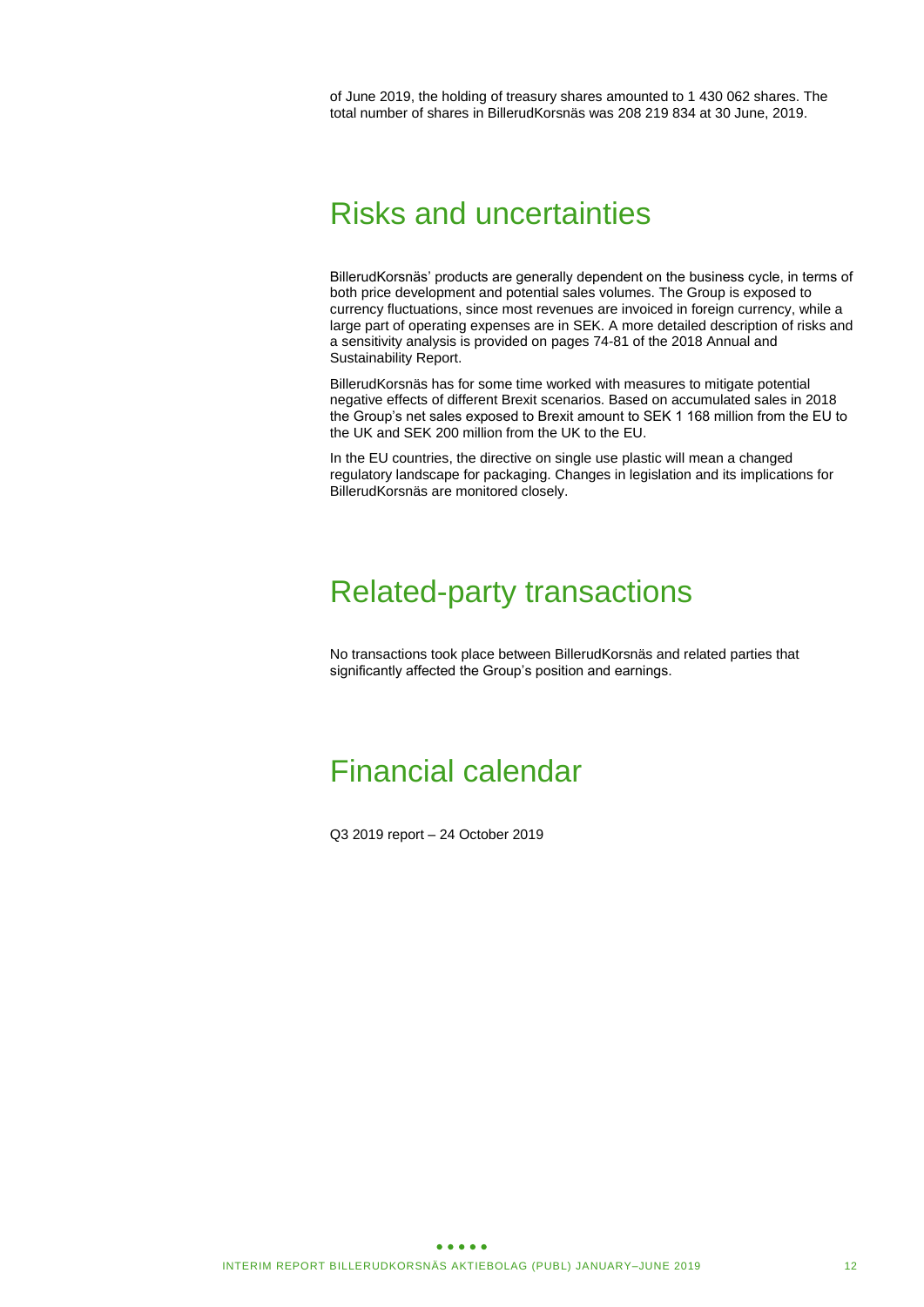of June 2019, the holding of treasury shares amounted to 1 430 062 shares. The total number of shares in BillerudKorsnäs was 208 219 834 at 30 June, 2019.

# Risks and uncertainties

BillerudKorsnäs' products are generally dependent on the business cycle, in terms of both price development and potential sales volumes. The Group is exposed to currency fluctuations, since most revenues are invoiced in foreign currency, while a large part of operating expenses are in SEK. A more detailed description of risks and a sensitivity analysis is provided on pages 74-81 of the 2018 Annual and Sustainability Report.

BillerudKorsnäs has for some time worked with measures to mitigate potential negative effects of different Brexit scenarios. Based on accumulated sales in 2018 the Group's net sales exposed to Brexit amount to SEK 1 168 million from the EU to the UK and SEK 200 million from the UK to the EU.

In the EU countries, the directive on single use plastic will mean a changed regulatory landscape for packaging. Changes in legislation and its implications for BillerudKorsnäs are monitored closely.

# Related-party transactions

No transactions took place between BillerudKorsnäs and related parties that significantly affected the Group's position and earnings.

# Financial calendar

Q3 2019 report – 24 October 2019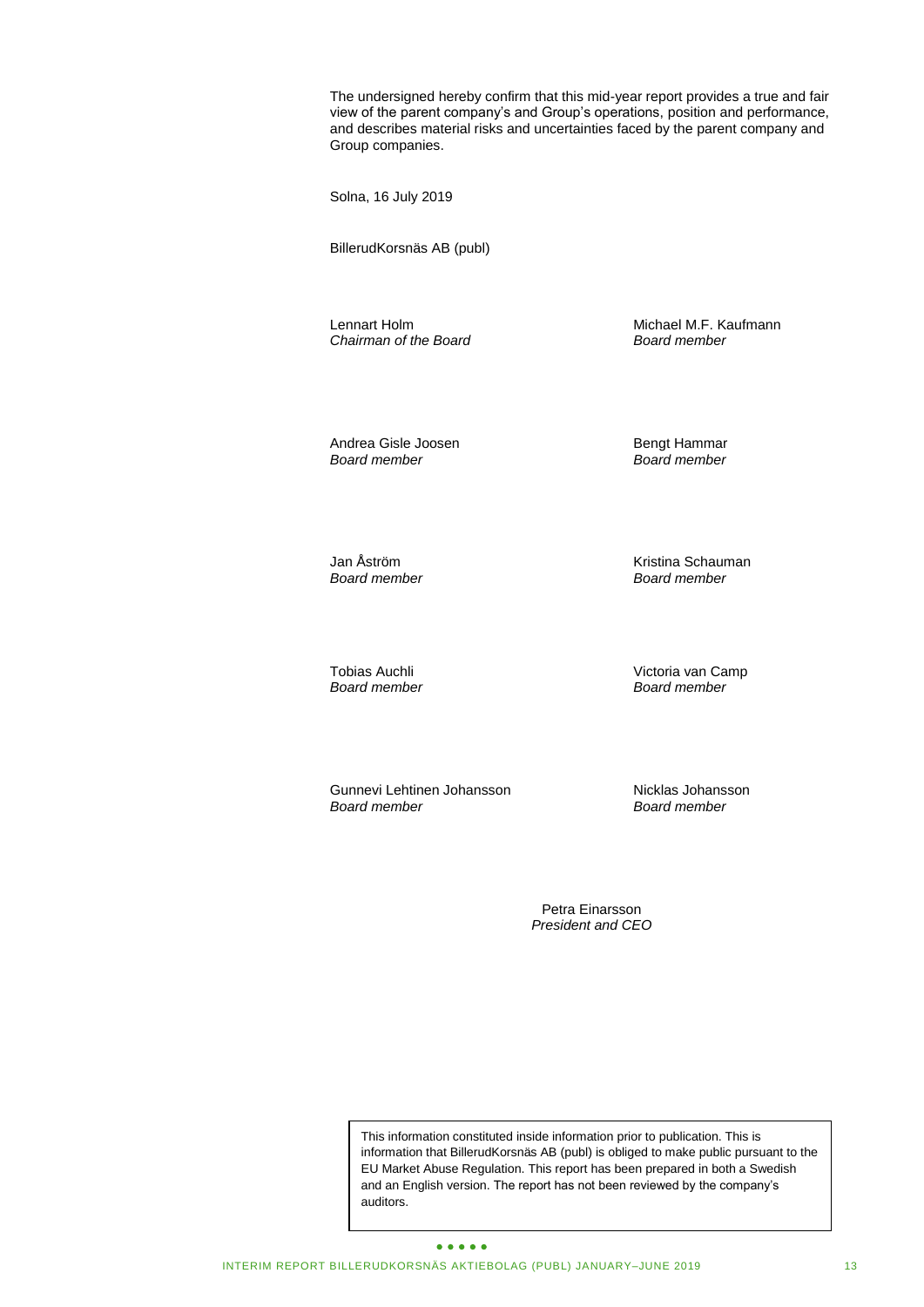The undersigned hereby confirm that this mid-year report provides a true and fair view of the parent company's and Group's operations, position and performance, and describes material risks and uncertainties faced by the parent company and Group companies.

Solna, 16 July 2019

BillerudKorsnäs AB (publ)

Lennart Holm  
*Chairman of the Board*

Michael M.F. Kaufmann  
*Board member*

Andrea Gisle Joosen  
*Board member*

Bengt Hammar  
*Board member*

Jan Åström  
*Board member*

Kristina Schauman  
*Board member*

Tobias Auchli  
*Board member*

Victoria van Camp  
*Board member*

Gunnevi Lehtinen Johansson  
*Board member*

Nicklas Johansson  
*Board member*

Petra Einarsson  
*President and CEO*

This information constituted inside information prior to publication. This is information that BillerudKorsnäs AB (publ) is obliged to make public pursuant to the EU Market Abuse Regulation. This report has been prepared in both a Swedish and an English version. The report has not been reviewed by the company's auditors.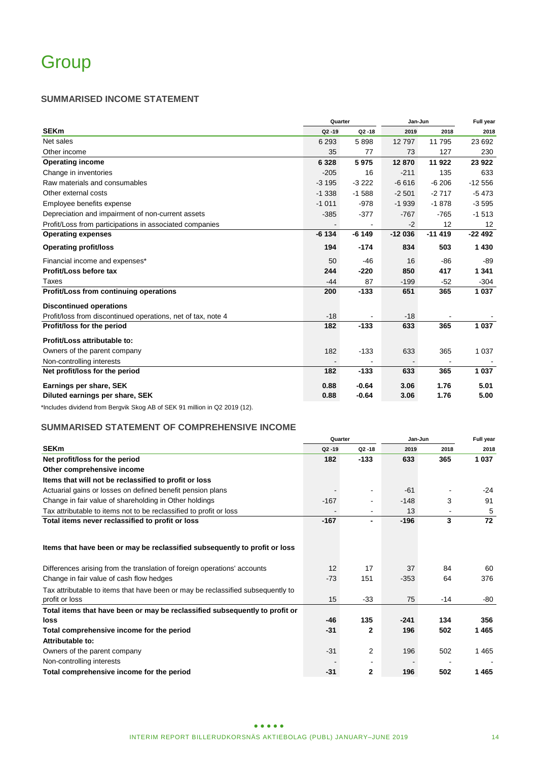# Group

### SUMMARISED INCOME STATEMENT

| | Quarter | | Jan-Jun | | Full year |
|---|---|---|---|---|---|
| **SEKm** | Q2 -19 | Q2 -18 | 2019 | 2018 | 2018 |
| Net sales | 6 293 | 5 898 | 12 797 | 11 795 | 23 692 |
| Other income | 35 | 77 | 73 | 127 | 230 |
| **Operating income** | **6 328** | **5 975** | **12 870** | **11 922** | **23 922** |
| Change in inventories | -205 | 16 | -211 | 135 | 633 |
| Raw materials and consumables | -3 195 | -3 222 | -6 616 | -6 206 | -12 556 |
| Other external costs | -1 338 | -1 588 | -2 501 | -2 717 | -5 473 |
| Employee benefits expense | -1 011 | -978 | -1 939 | -1 878 | -3 595 |
| Depreciation and impairment of non-current assets | -385 | -377 | -767 | -765 | -1 513 |
| Profit/Loss from participations in associated companies | - | - | -2 | 12 | 12 |
| **Operating expenses** | **-6 134** | **-6 149** | **-12 036** | **-11 419** | **-22 492** |
| **Operating profit/loss** | **194** | **-174** | **834** | **503** | **1 430** |
| Financial income and expenses* | 50 | -46 | 16 | -86 | -89 |
| **Profit/Loss before tax** | **244** | **-220** | **850** | **417** | **1 341** |
| Taxes | -44 | 87 | -199 | -52 | -304 |
| **Profit/Loss from continuing operations** | **200** | **-133** | **651** | **365** | **1 037** |
| **Discontinued operations** | | | | | |
| Profit/loss from discontinued operations, net of tax, note 4 | -18 | - | -18 | - | - |
| **Profit/loss for the period** | **182** | **-133** | **633** | **365** | **1 037** |
| **Profit/Loss attributable to:** | | | | | |
| Owners of the parent company | 182 | -133 | 633 | 365 | 1 037 |
| Non-controlling interests | - | - | - | - | - |
| **Net profit/loss for the period** | **182** | **-133** | **633** | **365** | **1 037** |
| **Earnings per share, SEK** | **0.88** | **-0.64** | **3.06** | **1.76** | **5.01** |
| **Diluted earnings per share, SEK** | **0.88** | **-0.64** | **3.06** | **1.76** | **5.00** |

*Includes dividend from Bergvik Skog AB of SEK 91 million in Q2 2019 (12).

### SUMMARISED STATEMENT OF COMPREHENSIVE INCOME

| | Quarter | | Jan-Jun | | Full year |
|---|---|---|---|---|---|
| **SEKm** | Q2 -19 | Q2 -18 | 2019 | 2018 | 2018 |
| **Net profit/loss for the period** | **182** | **-133** | **633** | **365** | **1 037** |
| **Other comprehensive income** | | | | | |
| **Items that will not be reclassified to profit or loss** | | | | | |
| Actuarial gains or losses on defined benefit pension plans | - | - | -61 | - | -24 |
| Change in fair value of shareholding in Other holdings | -167 | - | -148 | 3 | 91 |
| Tax attributable to items not to be reclassified to profit or loss | - | - | 13 | - | 5 |
| **Total items never reclassified to profit or loss** | **-167** | **-** | **-196** | **3** | **72** |
| **Items that have been or may be reclassified subsequently to profit or loss** | | | | | |
| Differences arising from the translation of foreign operations' accounts | 12 | 17 | 37 | 84 | 60 |
| Change in fair value of cash flow hedges | -73 | 151 | -353 | 64 | 376 |
| Tax attributable to items that have been or may be reclassified subsequently to profit or loss | 15 | -33 | 75 | -14 | -80 |
| **Total items that have been or may be reclassified subsequently to profit or loss** | **-46** | **135** | **-241** | **134** | **356** |
| **Total comprehensive income for the period** | **-31** | **2** | **196** | **502** | **1 465** |
| **Attributable to:** | | | | | |
| Owners of the parent company | -31 | 2 | 196 | 502 | 1 465 |
| Non-controlling interests | - | - | - | - | - |
| **Total comprehensive income for the period** | **-31** | **2** | **196** | **502** | **1 465** |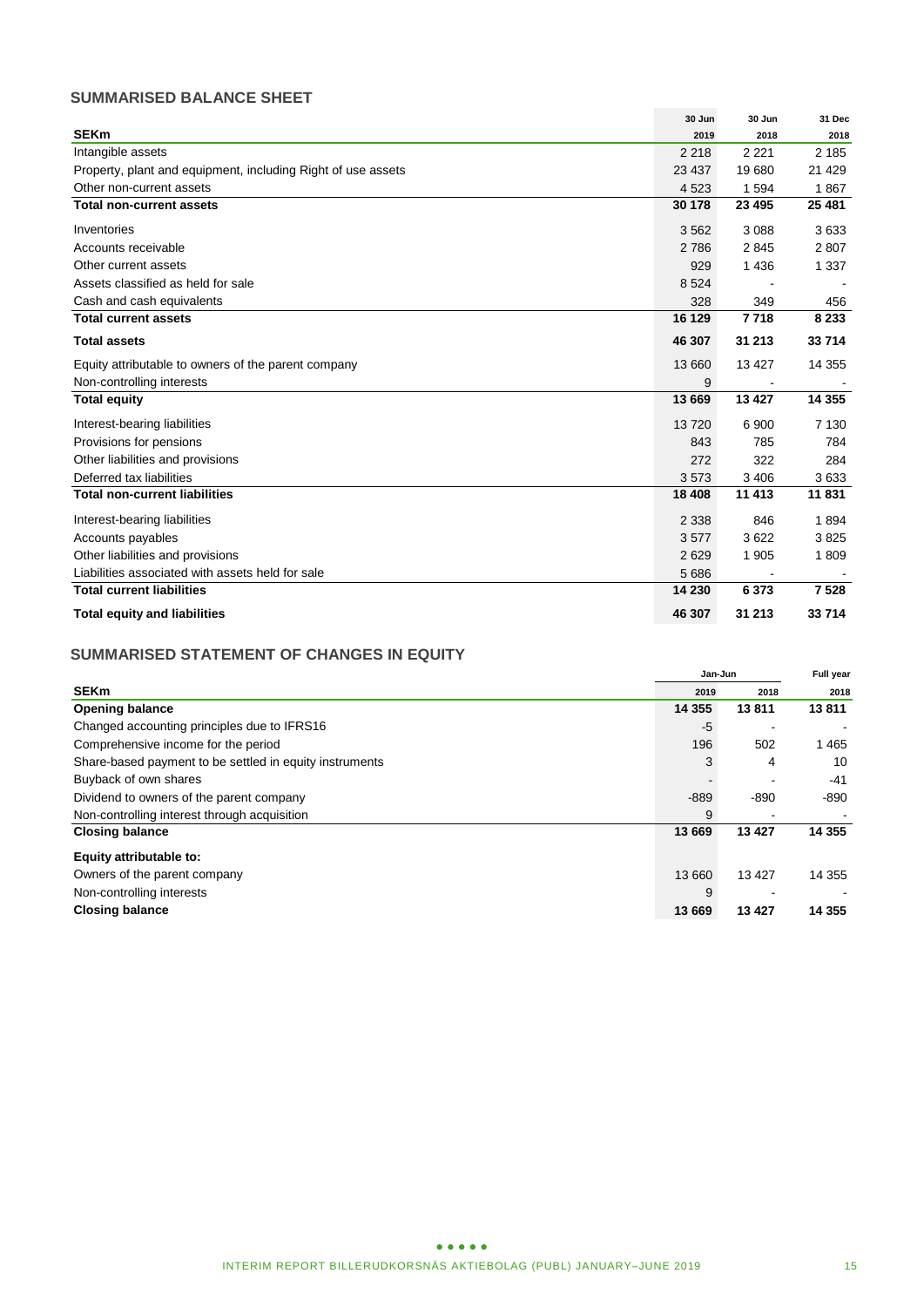## SUMMARISED BALANCE SHEET

| SEKm | 30 Jun 2019 | 30 Jun 2018 | 31 Dec 2018 |
|---|---|---|---|
| Intangible assets | 2 218 | 2 221 | 2 185 |
| Property, plant and equipment, including Right of use assets | 23 437 | 19 680 | 21 429 |
| Other non-current assets | 4 523 | 1 594 | 1 867 |
| **Total non-current assets** | **30 178** | **23 495** | **25 481** |
| Inventories | 3 562 | 3 088 | 3 633 |
| Accounts receivable | 2 786 | 2 845 | 2 807 |
| Other current assets | 929 | 1 436 | 1 337 |
| Assets classified as held for sale | 8 524 | - | - |
| Cash and cash equivalents | 328 | 349 | 456 |
| **Total current assets** | **16 129** | **7 718** | **8 233** |
| **Total assets** | **46 307** | **31 213** | **33 714** |
| Equity attributable to owners of the parent company | 13 660 | 13 427 | 14 355 |
| Non-controlling interests | 9 | - | - |
| **Total equity** | **13 669** | **13 427** | **14 355** |
| Interest-bearing liabilities | 13 720 | 6 900 | 7 130 |
| Provisions for pensions | 843 | 785 | 784 |
| Other liabilities and provisions | 272 | 322 | 284 |
| Deferred tax liabilities | 3 573 | 3 406 | 3 633 |
| **Total non-current liabilities** | **18 408** | **11 413** | **11 831** |
| Interest-bearing liabilities | 2 338 | 846 | 1 894 |
| Accounts payables | 3 577 | 3 622 | 3 825 |
| Other liabilities and provisions | 2 629 | 1 905 | 1 809 |
| Liabilities associated with assets held for sale | 5 686 | - | - |
| **Total current liabilities** | **14 230** | **6 373** | **7 528** |
| **Total equity and liabilities** | **46 307** | **31 213** | **33 714** |

## SUMMARISED STATEMENT OF CHANGES IN EQUITY

| | Jan-Jun | | Full year |
|---|---|---|---|
| **SEKm** | **2019** | **2018** | **2018** |
| **Opening balance** | **14 355** | **13 811** | **13 811** |
| Changed accounting principles due to IFRS16 | -5 | - | - |
| Comprehensive income for the period | 196 | 502 | 1 465 |
| Share-based payment to be settled in equity instruments | 3 | 4 | 10 |
| Buyback of own shares | - | - | -41 |
| Dividend to owners of the parent company | -889 | -890 | -890 |
| Non-controlling interest through acquisition | 9 | - | - |
| **Closing balance** | **13 669** | **13 427** | **14 355** |
| **Equity attributable to:** | | | |
| Owners of the parent company | 13 660 | 13 427 | 14 355 |
| Non-controlling interests | 9 | - | - |
| **Closing balance** | **13 669** | **13 427** | **14 355** |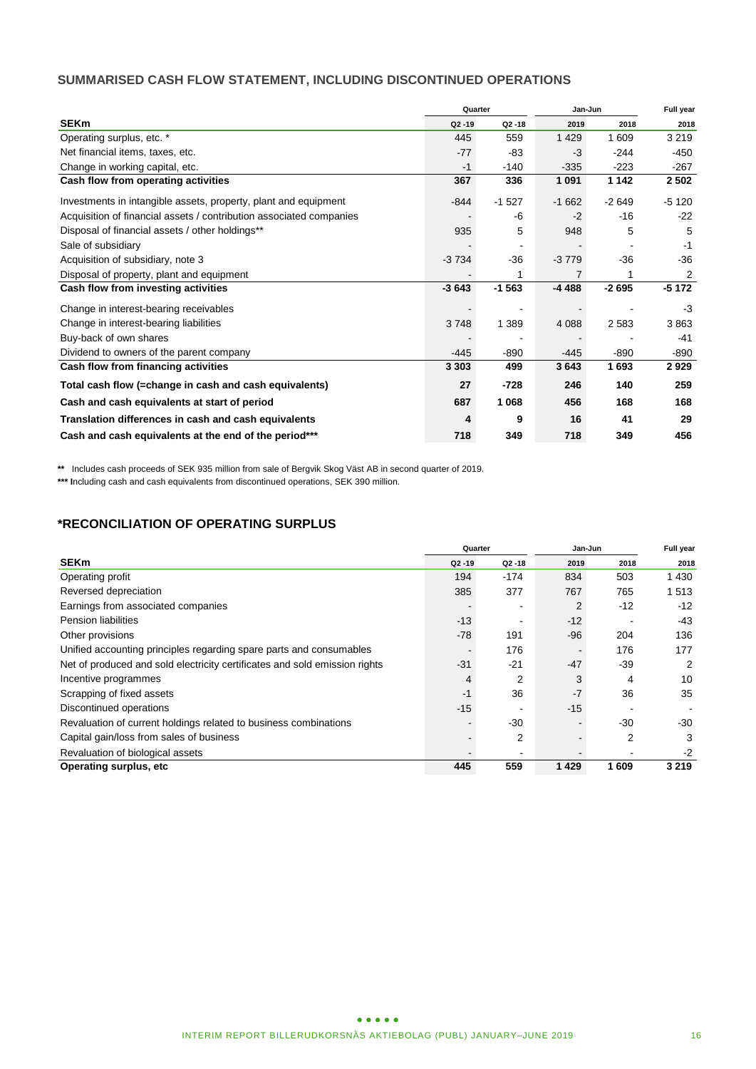## SUMMARISED CASH FLOW STATEMENT, INCLUDING DISCONTINUED OPERATIONS

| | Quarter | | Jan-Jun | | Full year |
|---|---|---|---|---|---|
| **SEKm** | **Q2 -19** | **Q2 -18** | **2019** | **2018** | **2018** |
| Operating surplus, etc. * | 445 | 559 | 1 429 | 1 609 | 3 219 |
| Net financial items, taxes, etc. | -77 | -83 | -3 | -244 | -450 |
| Change in working capital, etc. | -1 | -140 | -335 | -223 | -267 |
| **Cash flow from operating activities** | **367** | **336** | **1 091** | **1 142** | **2 502** |
| Investments in intangible assets, property, plant and equipment | -844 | -1 527 | -1 662 | -2 649 | -5 120 |
| Acquisition of financial assets / contribution associated companies | - | -6 | -2 | -16 | -22 |
| Disposal of financial assets / other holdings** | 935 | 5 | 948 | 5 | 5 |
| Sale of subsidiary | - | - | - | - | -1 |
| Acquisition of subsidiary, note 3 | -3 734 | -36 | -3 779 | -36 | -36 |
| Disposal of property, plant and equipment | - | 1 | 7 | 1 | 2 |
| **Cash flow from investing activities** | **-3 643** | **-1 563** | **-4 488** | **-2 695** | **-5 172** |
| Change in interest-bearing receivables | - | - | - | - | -3 |
| Change in interest-bearing liabilities | 3 748 | 1 389 | 4 088 | 2 583 | 3 863 |
| Buy-back of own shares | - | - | - | - | -41 |
| Dividend to owners of the parent company | -445 | -890 | -445 | -890 | -890 |
| **Cash flow from financing activities** | **3 303** | **499** | **3 643** | **1 693** | **2 929** |
| **Total cash flow (=change in cash and cash equivalents)** | **27** | **-728** | **246** | **140** | **259** |
| **Cash and cash equivalents at start of period** | **687** | **1 068** | **456** | **168** | **168** |
| **Translation differences in cash and cash equivalents** | **4** | **9** | **16** | **41** | **29** |
| **Cash and cash equivalents at the end of the period*** ** | **718** | **349** | **718** | **349** | **456** |

** Includes cash proceeds of SEK 935 million from sale of Bergvik Skog Väst AB in second quarter of 2019.

*** Including cash and cash equivalents from discontinued operations, SEK 390 million.

## *RECONCILIATION OF OPERATING SURPLUS

| | Quarter | | Jan-Jun | | Full year |
|---|---|---|---|---|---|
| **SEKm** | **Q2 -19** | **Q2 -18** | **2019** | **2018** | **2018** |
| Operating profit | 194 | -174 | 834 | 503 | 1 430 |
| Reversed depreciation | 385 | 377 | 767 | 765 | 1 513 |
| Earnings from associated companies | - | - | 2 | -12 | -12 |
| Pension liabilities | -13 | - | -12 | - | -43 |
| Other provisions | -78 | 191 | -96 | 204 | 136 |
| Unified accounting principles regarding spare parts and consumables | - | 176 | - | 176 | 177 |
| Net of produced and sold electricity certificates and sold emission rights | -31 | -21 | -47 | -39 | 2 |
| Incentive programmes | 4 | 2 | 3 | 4 | 10 |
| Scrapping of fixed assets | -1 | 36 | -7 | 36 | 35 |
| Discontinued operations | -15 | - | -15 | - | - |
| Revaluation of current holdings related to business combinations | - | -30 | - | -30 | -30 |
| Capital gain/loss from sales of business | - | 2 | - | 2 | 3 |
| Revaluation of biological assets | - | - | - | - | -2 |
| **Operating surplus, etc** | **445** | **559** | **1 429** | **1 609** | **3 219** |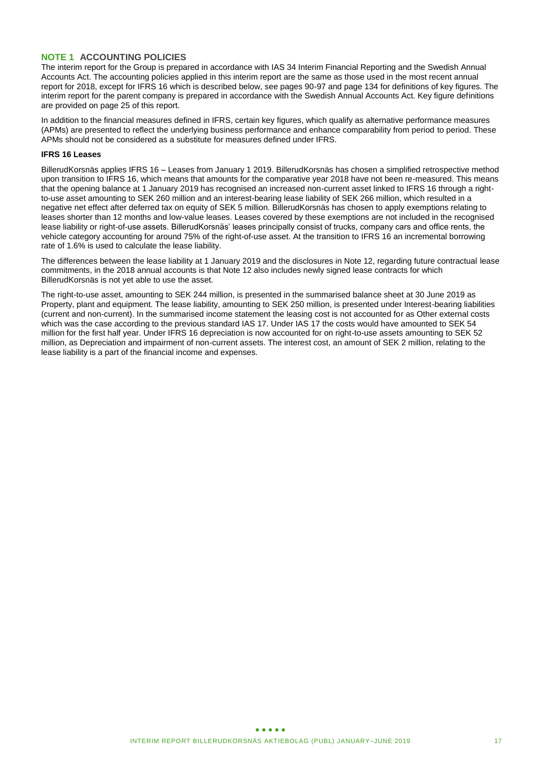## NOTE 1 ACCOUNTING POLICIES

The interim report for the Group is prepared in accordance with IAS 34 Interim Financial Reporting and the Swedish Annual Accounts Act. The accounting policies applied in this interim report are the same as those used in the most recent annual report for 2018, except for IFRS 16 which is described below, see pages 90-97 and page 134 for definitions of key figures. The interim report for the parent company is prepared in accordance with the Swedish Annual Accounts Act. Key figure definitions are provided on page 25 of this report.

In addition to the financial measures defined in IFRS, certain key figures, which qualify as alternative performance measures (APMs) are presented to reflect the underlying business performance and enhance comparability from period to period. These APMs should not be considered as a substitute for measures defined under IFRS.

**IFRS 16 Leases**

BillerudKorsnäs applies IFRS 16 – Leases from January 1 2019. BillerudKorsnäs has chosen a simplified retrospective method upon transition to IFRS 16, which means that amounts for the comparative year 2018 have not been re-measured. This means that the opening balance at 1 January 2019 has recognised an increased non-current asset linked to IFRS 16 through a right-to-use asset amounting to SEK 260 million and an interest-bearing lease liability of SEK 266 million, which resulted in a negative net effect after deferred tax on equity of SEK 5 million. BillerudKorsnäs has chosen to apply exemptions relating to leases shorter than 12 months and low-value leases. Leases covered by these exemptions are not included in the recognised lease liability or right-of-use assets. BillerudKorsnäs' leases principally consist of trucks, company cars and office rents, the vehicle category accounting for around 75% of the right-of-use asset. At the transition to IFRS 16 an incremental borrowing rate of 1.6% is used to calculate the lease liability.

The differences between the lease liability at 1 January 2019 and the disclosures in Note 12, regarding future contractual lease commitments, in the 2018 annual accounts is that Note 12 also includes newly signed lease contracts for which BillerudKorsnäs is not yet able to use the asset.

The right-to-use asset, amounting to SEK 244 million, is presented in the summarised balance sheet at 30 June 2019 as Property, plant and equipment. The lease liability, amounting to SEK 250 million, is presented under Interest-bearing liabilities (current and non-current). In the summarised income statement the leasing cost is not accounted for as Other external costs which was the case according to the previous standard IAS 17. Under IAS 17 the costs would have amounted to SEK 54 million for the first half year. Under IFRS 16 depreciation is now accounted for on right-to-use assets amounting to SEK 52 million, as Depreciation and impairment of non-current assets. The interest cost, an amount of SEK 2 million, relating to the lease liability is a part of the financial income and expenses.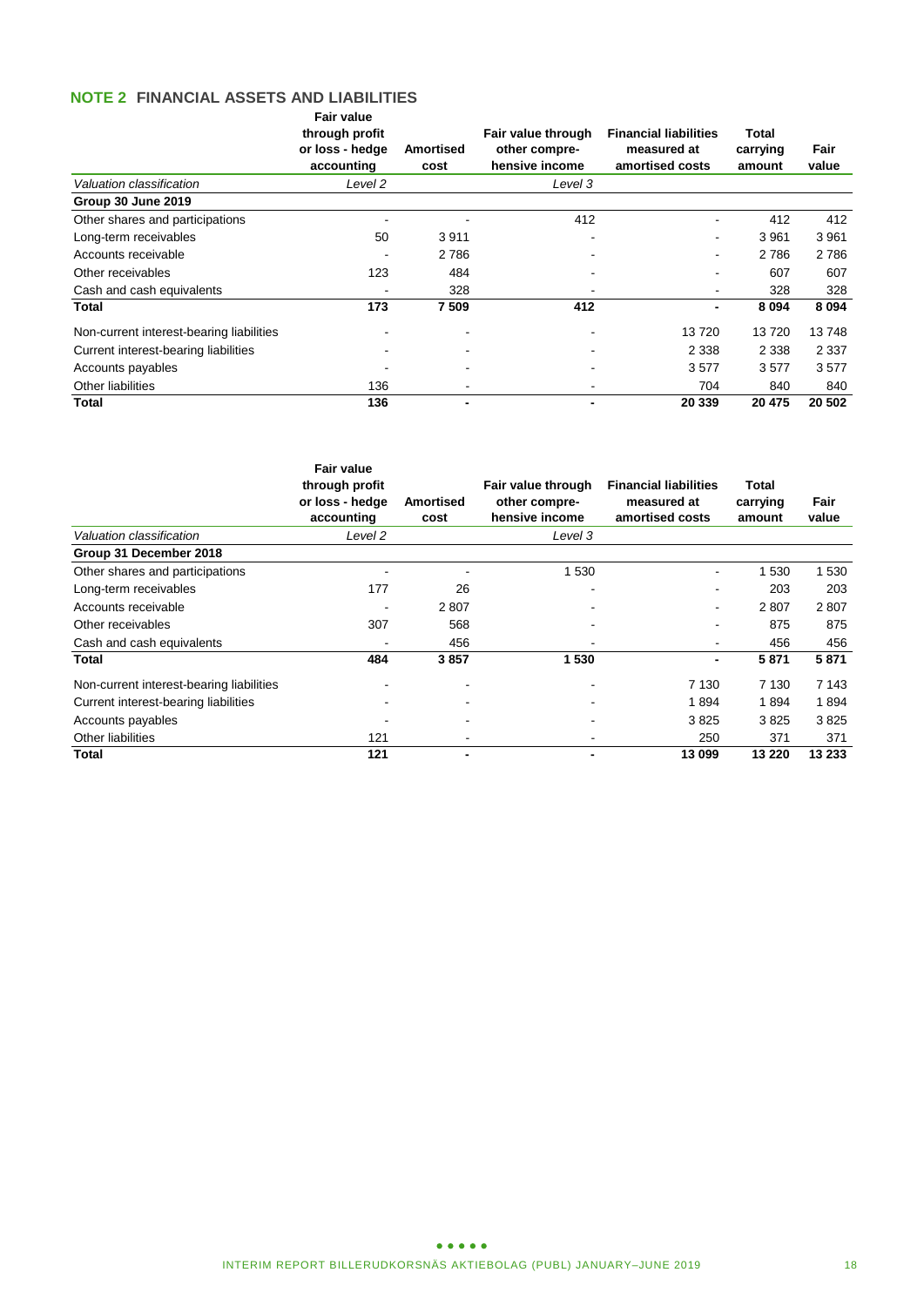## NOTE 2 FINANCIAL ASSETS AND LIABILITIES

| | Fair value through profit or loss - hedge accounting | Amortised cost | Fair value through other compre-hensive income | Financial liabilities measured at amortised costs | Total carrying amount | Fair value |
|---|---|---|---|---|---|---|
| *Valuation classification* | *Level 2* | | *Level 3* | | | |
| **Group 30 June 2019** | | | | | | |
| Other shares and participations | - | - | 412 | - | 412 | 412 |
| Long-term receivables | 50 | 3 911 | - | - | 3 961 | 3 961 |
| Accounts receivable | - | 2 786 | - | - | 2 786 | 2 786 |
| Other receivables | 123 | 484 | - | - | 607 | 607 |
| Cash and cash equivalents | - | 328 | - | - | 328 | 328 |
| **Total** | **173** | **7 509** | **412** | **-** | **8 094** | **8 094** |
| Non-current interest-bearing liabilities | - | - | - | 13 720 | 13 720 | 13 748 |
| Current interest-bearing liabilities | - | - | - | 2 338 | 2 338 | 2 337 |
| Accounts payables | - | - | - | 3 577 | 3 577 | 3 577 |
| Other liabilities | 136 | - | - | 704 | 840 | 840 |
| **Total** | **136** | **-** | **-** | **20 339** | **20 475** | **20 502** |

| | Fair value through profit or loss - hedge accounting | Amortised cost | Fair value through other compre-hensive income | Financial liabilities measured at amortised costs | Total carrying amount | Fair value |
|---|---|---|---|---|---|---|
| *Valuation classification* | *Level 2* | | *Level 3* | | | |
| **Group 31 December 2018** | | | | | | |
| Other shares and participations | - | - | 1 530 | - | 1 530 | 1 530 |
| Long-term receivables | 177 | 26 | - | - | 203 | 203 |
| Accounts receivable | - | 2 807 | - | - | 2 807 | 2 807 |
| Other receivables | 307 | 568 | - | - | 875 | 875 |
| Cash and cash equivalents | - | 456 | - | - | 456 | 456 |
| **Total** | **484** | **3 857** | **1 530** | **-** | **5 871** | **5 871** |
| Non-current interest-bearing liabilities | - | - | - | 7 130 | 7 130 | 7 143 |
| Current interest-bearing liabilities | - | - | - | 1 894 | 1 894 | 1 894 |
| Accounts payables | - | - | - | 3 825 | 3 825 | 3 825 |
| Other liabilities | 121 | - | - | 250 | 371 | 371 |
| **Total** | **121** | **-** | **-** | **13 099** | **13 220** | **13 233** |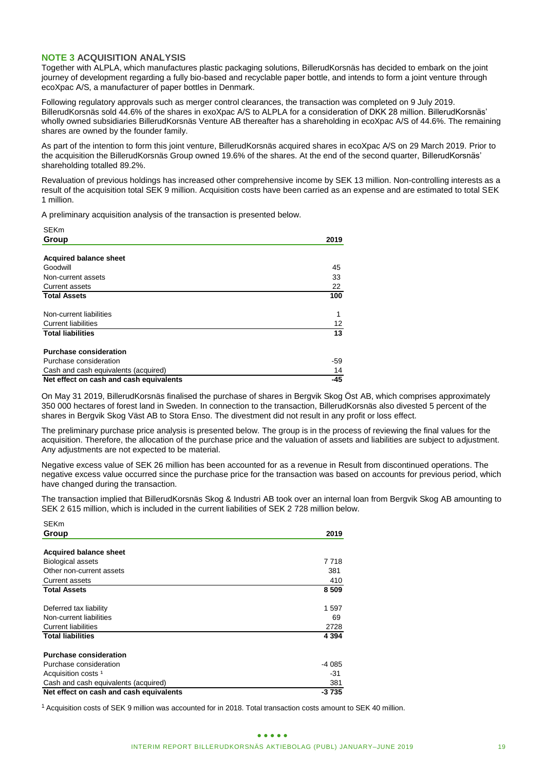## NOTE 3 ACQUISITION ANALYSIS

Together with ALPLA, which manufactures plastic packaging solutions, BillerudKorsnäs has decided to embark on the joint journey of development regarding a fully bio-based and recyclable paper bottle, and intends to form a joint venture through ecoXpac A/S, a manufacturer of paper bottles in Denmark.

Following regulatory approvals such as merger control clearances, the transaction was completed on 9 July 2019. BillerudKorsnäs sold 44.6% of the shares in exoXpac A/S to ALPLA for a consideration of DKK 28 million. BillerudKorsnäs' wholly owned subsidiaries BillerudKorsnäs Venture AB thereafter has a shareholding in ecoXpac A/S of 44.6%. The remaining shares are owned by the founder family.

As part of the intention to form this joint venture, BillerudKorsnäs acquired shares in ecoXpac A/S on 29 March 2019. Prior to the acquisition the BillerudKorsnäs Group owned 19.6% of the shares. At the end of the second quarter, BillerudKorsnäs' shareholding totalled 89.2%.

Revaluation of previous holdings has increased other comprehensive income by SEK 13 million. Non-controlling interests as a result of the acquisition total SEK 9 million. Acquisition costs have been carried as an expense and are estimated to total SEK 1 million.

A preliminary acquisition analysis of the transaction is presented below.

SEKm

| Group | 2019 |
|---|---|
| **Acquired balance sheet** | |
| Goodwill | 45 |
| Non-current assets | 33 |
| Current assets | 22 |
| **Total Assets** | **100** |
| Non-current liabilities | 1 |
| Current liabilities | 12 |
| **Total liabilities** | **13** |
| **Purchase consideration** | |
| Purchase consideration | -59 |
| Cash and cash equivalents (acquired) | 14 |
| **Net effect on cash and cash equivalents** | **-45** |

On May 31 2019, BillerudKorsnäs finalised the purchase of shares in Bergvik Skog Öst AB, which comprises approximately 350 000 hectares of forest land in Sweden. In connection to the transaction, BillerudKorsnäs also divested 5 percent of the shares in Bergvik Skog Väst AB to Stora Enso. The divestment did not result in any profit or loss effect.

The preliminary purchase price analysis is presented below. The group is in the process of reviewing the final values for the acquisition. Therefore, the allocation of the purchase price and the valuation of assets and liabilities are subject to adjustment. Any adjustments are not expected to be material.

Negative excess value of SEK 26 million has been accounted for as a revenue in Result from discontinued operations. The negative excess value occurred since the purchase price for the transaction was based on accounts for previous period, which have changed during the transaction.

The transaction implied that BillerudKorsnäs Skog & Industri AB took over an internal loan from Bergvik Skog AB amounting to SEK 2 615 million, which is included in the current liabilities of SEK 2 728 million below.

SEKm

| Group | 2019 |
|---|---|
| **Acquired balance sheet** | |
| Biological assets | 7 718 |
| Other non-current assets | 381 |
| Current assets | 410 |
| **Total Assets** | **8 509** |
| Deferred tax liability | 1 597 |
| Non-current liabilities | 69 |
| Current liabilities | 2728 |
| **Total liabilities** | **4 394** |
| **Purchase consideration** | |
| Purchase consideration | -4 085 |
| Acquisition costs [1] | -31 |
| Cash and cash equivalents (acquired) | 381 |
| **Net effect on cash and cash equivalents** | **-3 735** |

[1] Acquisition costs of SEK 9 million was accounted for in 2018. Total transaction costs amount to SEK 40 million.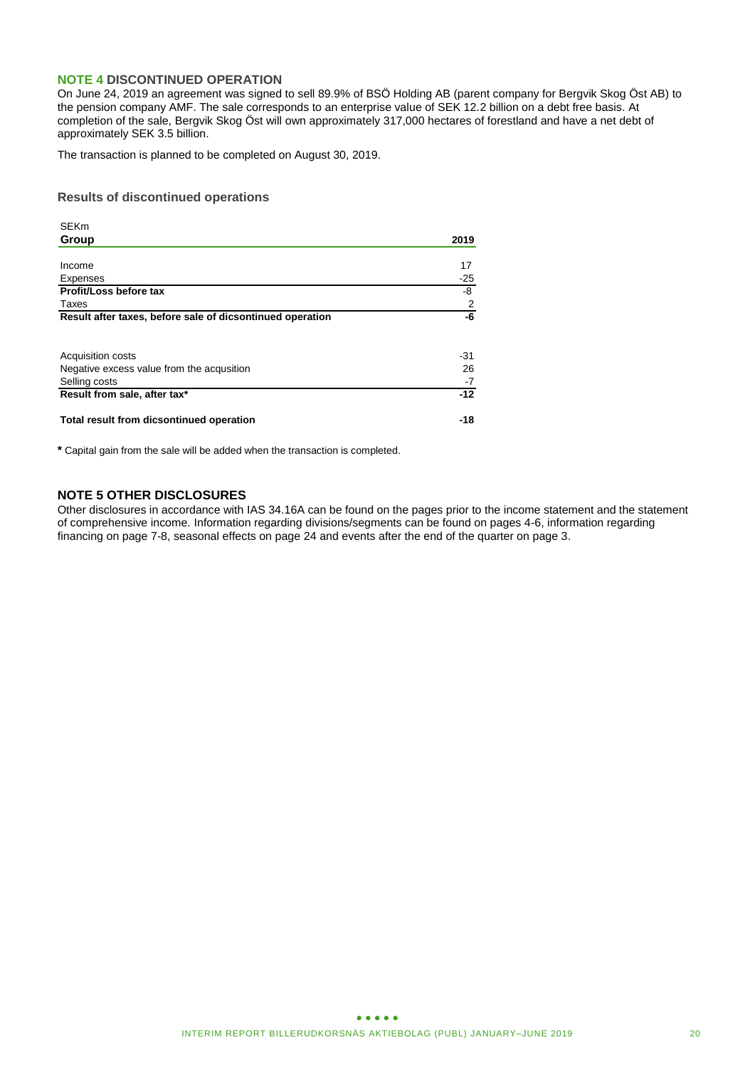## NOTE 4 DISCONTINUED OPERATION

On June 24, 2019 an agreement was signed to sell 89.9% of BSÖ Holding AB (parent company for Bergvik Skog Öst AB) to the pension company AMF. The sale corresponds to an enterprise value of SEK 12.2 billion on a debt free basis. At completion of the sale, Bergvik Skog Öst will own approximately 317,000 hectares of forestland and have a net debt of approximately SEK 3.5 billion.

The transaction is planned to be completed on August 30, 2019.

### Results of discontinued operations

SEKm

| Group | 2019 |
|---|---|
| Income | 17 |
| Expenses | -25 |
| **Profit/Loss before tax** | -8 |
| Taxes | 2 |
| **Result after taxes, before sale of dicsontinued operation** | **-6** |
| | |
| Acquisition costs | -31 |
| Negative excess value from the acqusition | 26 |
| Selling costs | -7 |
| **Result from sale, after tax*** | **-12** |
| | |
| **Total result from dicsontinued operation** | **-18** |

**\*** Capital gain from the sale will be added when the transaction is completed.

## NOTE 5 OTHER DISCLOSURES

Other disclosures in accordance with IAS 34.16A can be found on the pages prior to the income statement and the statement of comprehensive income. Information regarding divisions/segments can be found on pages 4-6, information regarding financing on page 7-8, seasonal effects on page 24 and events after the end of the quarter on page 3.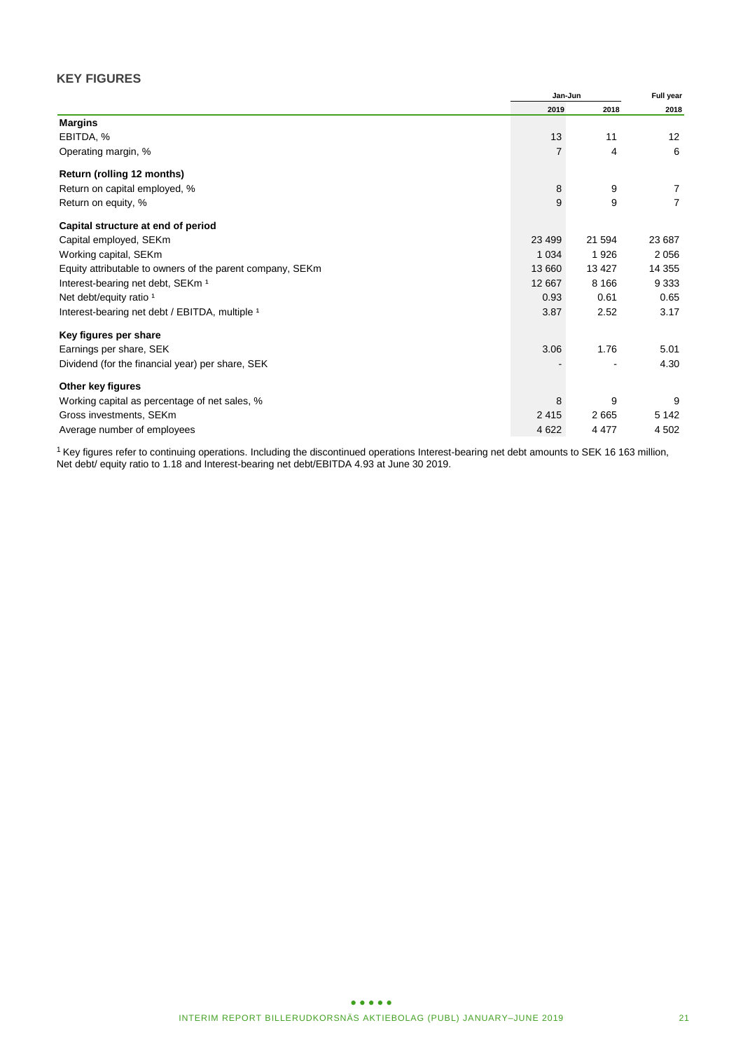## KEY FIGURES

| | Jan-Jun | | Full year |
|---|---|---|---|
| | 2019 | 2018 | 2018 |
| **Margins** | | | |
| EBITDA, % | 13 | 11 | 12 |
| Operating margin, % | 7 | 4 | 6 |
| **Return (rolling 12 months)** | | | |
| Return on capital employed, % | 8 | 9 | 7 |
| Return on equity, % | 9 | 9 | 7 |
| **Capital structure at end of period** | | | |
| Capital employed, SEKm | 23 499 | 21 594 | 23 687 |
| Working capital, SEKm | 1 034 | 1 926 | 2 056 |
| Equity attributable to owners of the parent company, SEKm | 13 660 | 13 427 | 14 355 |
| Interest-bearing net debt, SEKm [1] | 12 667 | 8 166 | 9 333 |
| Net debt/equity ratio [1] | 0.93 | 0.61 | 0.65 |
| Interest-bearing net debt / EBITDA, multiple [1] | 3.87 | 2.52 | 3.17 |
| **Key figures per share** | | | |
| Earnings per share, SEK | 3.06 | 1.76 | 5.01 |
| Dividend (for the financial year) per share, SEK | - | - | 4.30 |
| **Other key figures** | | | |
| Working capital as percentage of net sales, % | 8 | 9 | 9 |
| Gross investments, SEKm | 2 415 | 2 665 | 5 142 |
| Average number of employees | 4 622 | 4 477 | 4 502 |

[1] Key figures refer to continuing operations. Including the discontinued operations Interest-bearing net debt amounts to SEK 16 163 million, Net debt/ equity ratio to 1.18 and Interest-bearing net debt/EBITDA 4.93 at June 30 2019.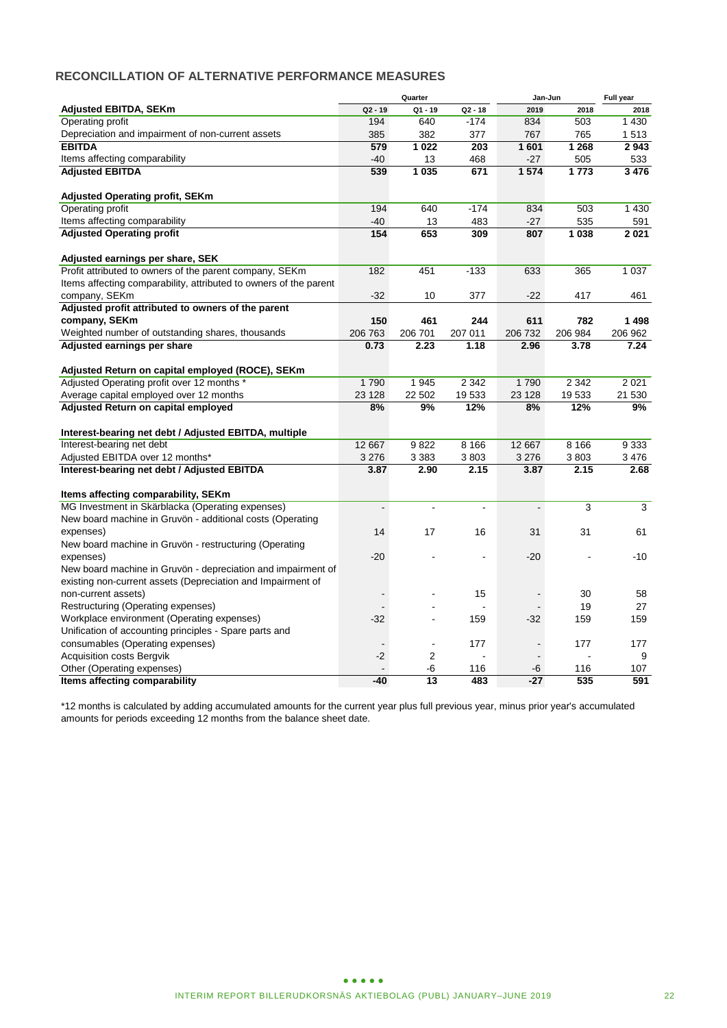## RECONCILLATION OF ALTERNATIVE PERFORMANCE MEASURES

| | Quarter | | | Jan-Jun | | Full year |
|---|---|---|---|---|---|---|
| **Adjusted EBITDA, SEKm** | Q2 - 19 | Q1 - 19 | Q2 - 18 | 2019 | 2018 | 2018 |
| Operating profit | 194 | 640 | -174 | 834 | 503 | 1 430 |
| Depreciation and impairment of non-current assets | 385 | 382 | 377 | 767 | 765 | 1 513 |
| **EBITDA** | **579** | **1 022** | **203** | **1 601** | **1 268** | **2 943** |
| Items affecting comparability | -40 | 13 | 468 | -27 | 505 | 533 |
| **Adjusted EBITDA** | **539** | **1 035** | **671** | **1 574** | **1 773** | **3 476** |
| | | | | | | |
| **Adjusted Operating profit, SEKm** | | | | | | |
| Operating profit | 194 | 640 | -174 | 834 | 503 | 1 430 |
| Items affecting comparability | -40 | 13 | 483 | -27 | 535 | 591 |
| **Adjusted Operating profit** | **154** | **653** | **309** | **807** | **1 038** | **2 021** |
| | | | | | | |
| **Adjusted earnings per share, SEK** | | | | | | |
| Profit attributed to owners of the parent company, SEKm | 182 | 451 | -133 | 633 | 365 | 1 037 |
| Items affecting comparability, attributed to owners of the parent company, SEKm | -32 | 10 | 377 | -22 | 417 | 461 |
| **Adjusted profit attributed to owners of the parent company, SEKm** | **150** | **461** | **244** | **611** | **782** | **1 498** |
| Weighted number of outstanding shares, thousands | 206 763 | 206 701 | 207 011 | 206 732 | 206 984 | 206 962 |
| **Adjusted earnings per share** | **0.73** | **2.23** | **1.18** | **2.96** | **3.78** | **7.24** |
| | | | | | | |
| **Adjusted Return on capital employed (ROCE), SEKm** | | | | | | |
| Adjusted Operating profit over 12 months * | 1 790 | 1 945 | 2 342 | 1 790 | 2 342 | 2 021 |
| Average capital employed over 12 months | 23 128 | 22 502 | 19 533 | 23 128 | 19 533 | 21 530 |
| **Adjusted Return on capital employed** | **8%** | **9%** | **12%** | **8%** | **12%** | **9%** |
| | | | | | | |
| **Interest-bearing net debt / Adjusted EBITDA, multiple** | | | | | | |
| Interest-bearing net debt | 12 667 | 9 822 | 8 166 | 12 667 | 8 166 | 9 333 |
| Adjusted EBITDA over 12 months* | 3 276 | 3 383 | 3 803 | 3 276 | 3 803 | 3 476 |
| **Interest-bearing net debt / Adjusted EBITDA** | **3.87** | **2.90** | **2.15** | **3.87** | **2.15** | **2.68** |
| | | | | | | |
| **Items affecting comparability, SEKm** | | | | | | |
| MG Investment in Skärblacka (Operating expenses) | - | - | - | - | 3 | 3 |
| New board machine in Gruvön - additional costs (Operating expenses) | 14 | 17 | 16 | 31 | 31 | 61 |
| New board machine in Gruvön - restructuring (Operating expenses) | -20 | - | - | -20 | - | -10 |
| New board machine in Gruvön - depreciation and impairment of existing non-current assets (Depreciation and Impairment of non-current assets) | - | - | 15 | - | 30 | 58 |
| Restructuring (Operating expenses) | - | - | - | - | 19 | 27 |
| Workplace environment (Operating expenses) | -32 | - | 159 | -32 | 159 | 159 |
| Unification of accounting principles - Spare parts and consumables (Operating expenses) | - | - | 177 | - | 177 | 177 |
| Acquisition costs Bergvik | -2 | 2 | - | - | - | 9 |
| Other (Operating expenses) | - | -6 | 116 | -6 | 116 | 107 |
| **Items affecting comparability** | **-40** | **13** | **483** | **-27** | **535** | **591** |

*12 months is calculated by adding accumulated amounts for the current year plus full previous year, minus prior year's accumulated amounts for periods exceeding 12 months from the balance sheet date.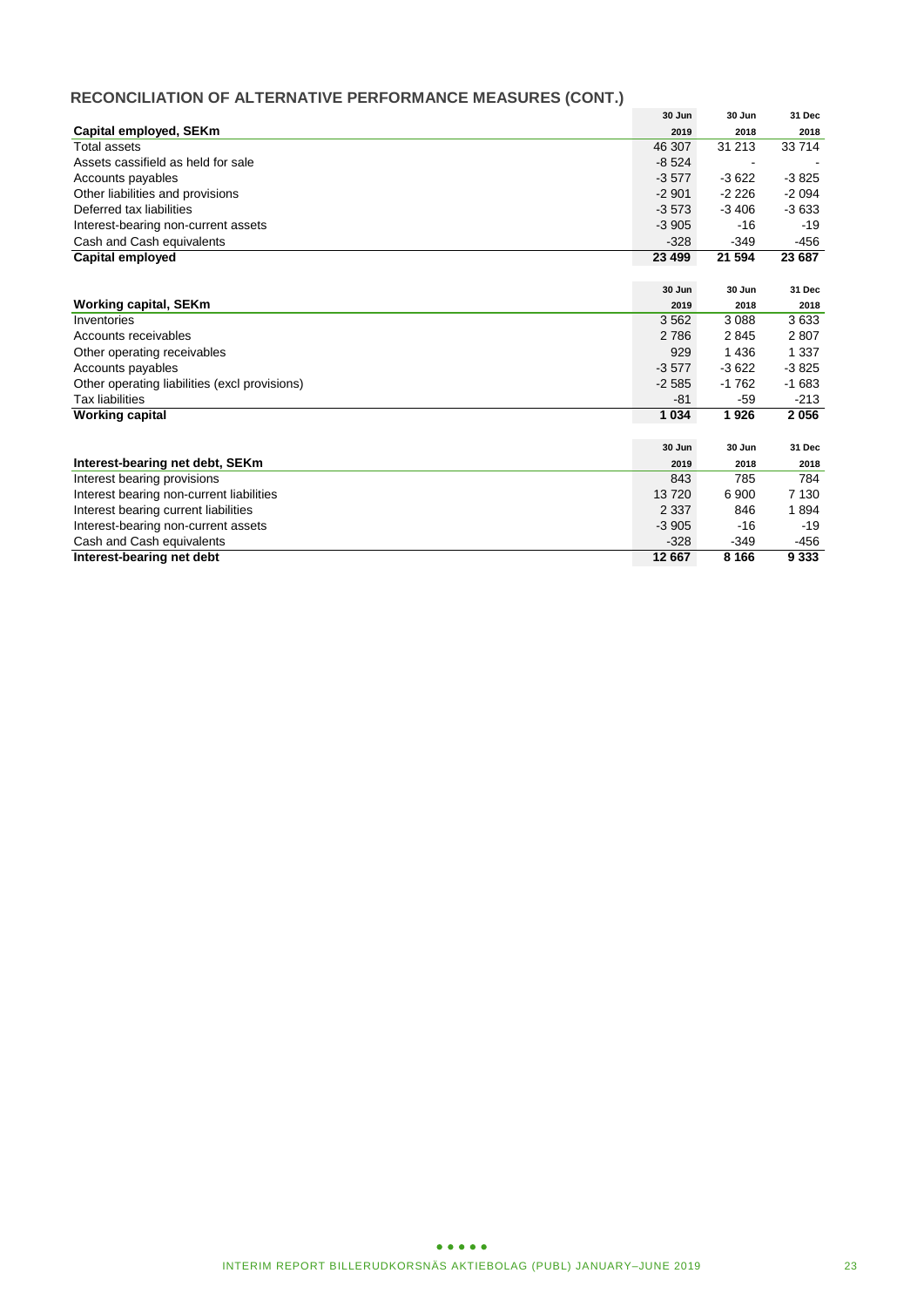## RECONCILIATION OF ALTERNATIVE PERFORMANCE MEASURES (CONT.)

| Capital employed, SEKm | 30 Jun 2019 | 30 Jun 2018 | 31 Dec 2018 |
|---|---|---|---|
| Total assets | 46 307 | 31 213 | 33 714 |
| Assets cassifield as held for sale | -8 524 | - | - |
| Accounts payables | -3 577 | -3 622 | -3 825 |
| Other liabilities and provisions | -2 901 | -2 226 | -2 094 |
| Deferred tax liabilities | -3 573 | -3 406 | -3 633 |
| Interest-bearing non-current assets | -3 905 | -16 | -19 |
| Cash and Cash equivalents | -328 | -349 | -456 |
| **Capital employed** | **23 499** | **21 594** | **23 687** |

| Working capital, SEKm | 30 Jun 2019 | 30 Jun 2018 | 31 Dec 2018 |
|---|---|---|---|
| Inventories | 3 562 | 3 088 | 3 633 |
| Accounts receivables | 2 786 | 2 845 | 2 807 |
| Other operating receivables | 929 | 1 436 | 1 337 |
| Accounts payables | -3 577 | -3 622 | -3 825 |
| Other operating liabilities (excl provisions) | -2 585 | -1 762 | -1 683 |
| Tax liabilities | -81 | -59 | -213 |
| **Working capital** | **1 034** | **1 926** | **2 056** |

| Interest-bearing net debt, SEKm | 30 Jun 2019 | 30 Jun 2018 | 31 Dec 2018 |
|---|---|---|---|
| Interest bearing provisions | 843 | 785 | 784 |
| Interest bearing non-current liabilities | 13 720 | 6 900 | 7 130 |
| Interest bearing current liabilities | 2 337 | 846 | 1 894 |
| Interest-bearing non-current assets | -3 905 | -16 | -19 |
| Cash and Cash equivalents | -328 | -349 | -456 |
| **Interest-bearing net debt** | **12 667** | **8 166** | **9 333** |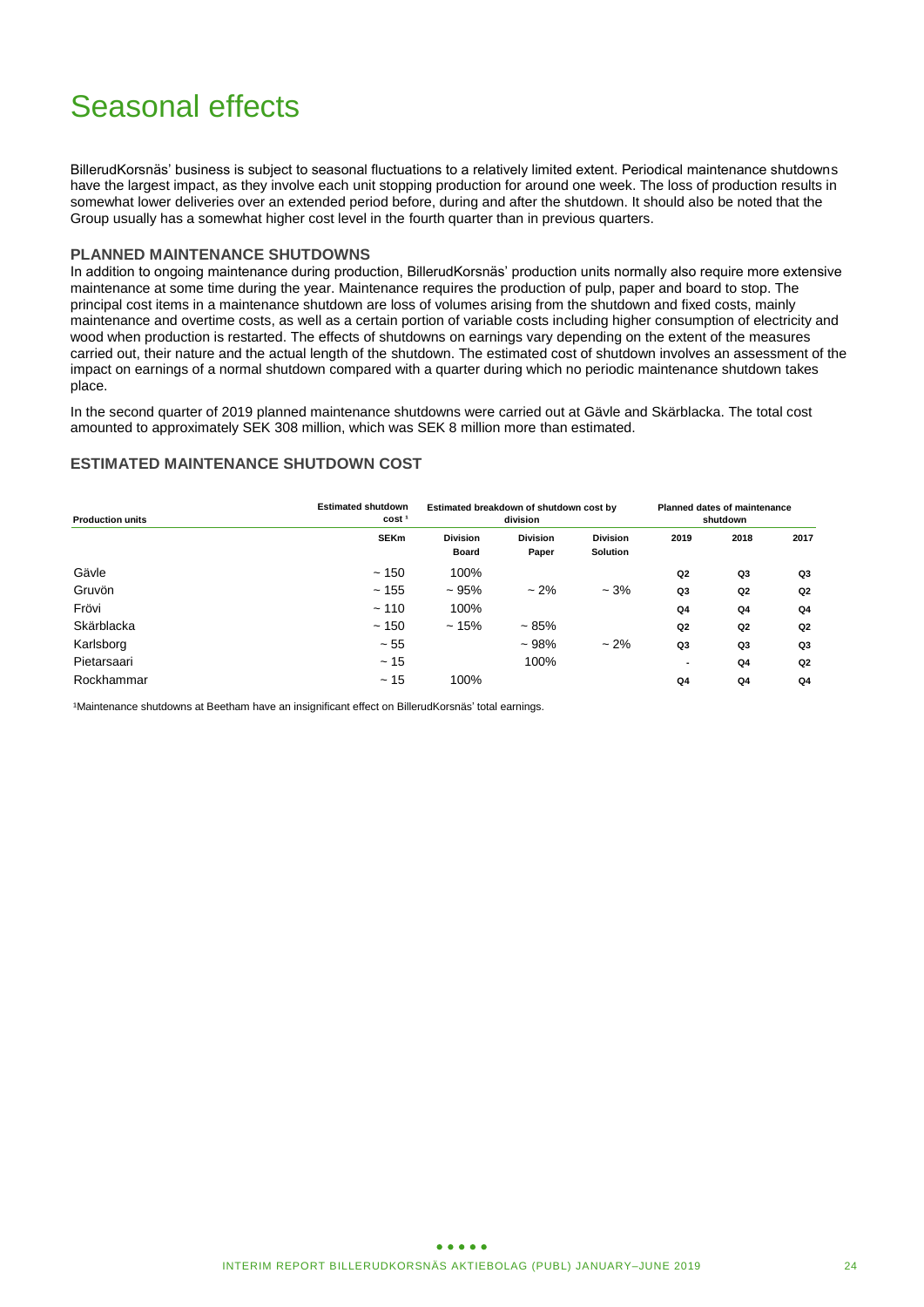# Seasonal effects

BillerudKorsnäs' business is subject to seasonal fluctuations to a relatively limited extent. Periodical maintenance shutdowns have the largest impact, as they involve each unit stopping production for around one week. The loss of production results in somewhat lower deliveries over an extended period before, during and after the shutdown. It should also be noted that the Group usually has a somewhat higher cost level in the fourth quarter than in previous quarters.

### PLANNED MAINTENANCE SHUTDOWNS

In addition to ongoing maintenance during production, BillerudKorsnäs' production units normally also require more extensive maintenance at some time during the year. Maintenance requires the production of pulp, paper and board to stop. The principal cost items in a maintenance shutdown are loss of volumes arising from the shutdown and fixed costs, mainly maintenance and overtime costs, as well as a certain portion of variable costs including higher consumption of electricity and wood when production is restarted. The effects of shutdowns on earnings vary depending on the extent of the measures carried out, their nature and the actual length of the shutdown. The estimated cost of shutdown involves an assessment of the impact on earnings of a normal shutdown compared with a quarter during which no periodic maintenance shutdown takes place.

In the second quarter of 2019 planned maintenance shutdowns were carried out at Gävle and Skärblacka. The total cost amounted to approximately SEK 308 million, which was SEK 8 million more than estimated.

### ESTIMATED MAINTENANCE SHUTDOWN COST

| Production units | Estimated shutdown cost [1] | Estimated breakdown of shutdown cost by division | | | Planned dates of maintenance shutdown | | |
|---|---|---|---|---|---|---|---|
| | SEKm | Division Board | Division Paper | Division Solution | 2019 | 2018 | 2017 |
| Gävle | ~ 150 | 100% | | | Q2 | Q3 | Q3 |
| Gruvön | ~ 155 | ~ 95% | ~ 2% | ~ 3% | Q3 | Q2 | Q2 |
| Frövi | ~ 110 | 100% | | | Q4 | Q4 | Q4 |
| Skärblacka | ~ 150 | ~ 15% | ~ 85% | | Q2 | Q2 | Q2 |
| Karlsborg | ~ 55 | | ~ 98% | ~ 2% | Q3 | Q3 | Q3 |
| Pietarsaari | ~ 15 | | 100% | | - | Q4 | Q2 |
| Rockhammar | ~ 15 | 100% | | | Q4 | Q4 | Q4 |

[1]Maintenance shutdowns at Beetham have an insignificant effect on BillerudKorsnäs' total earnings.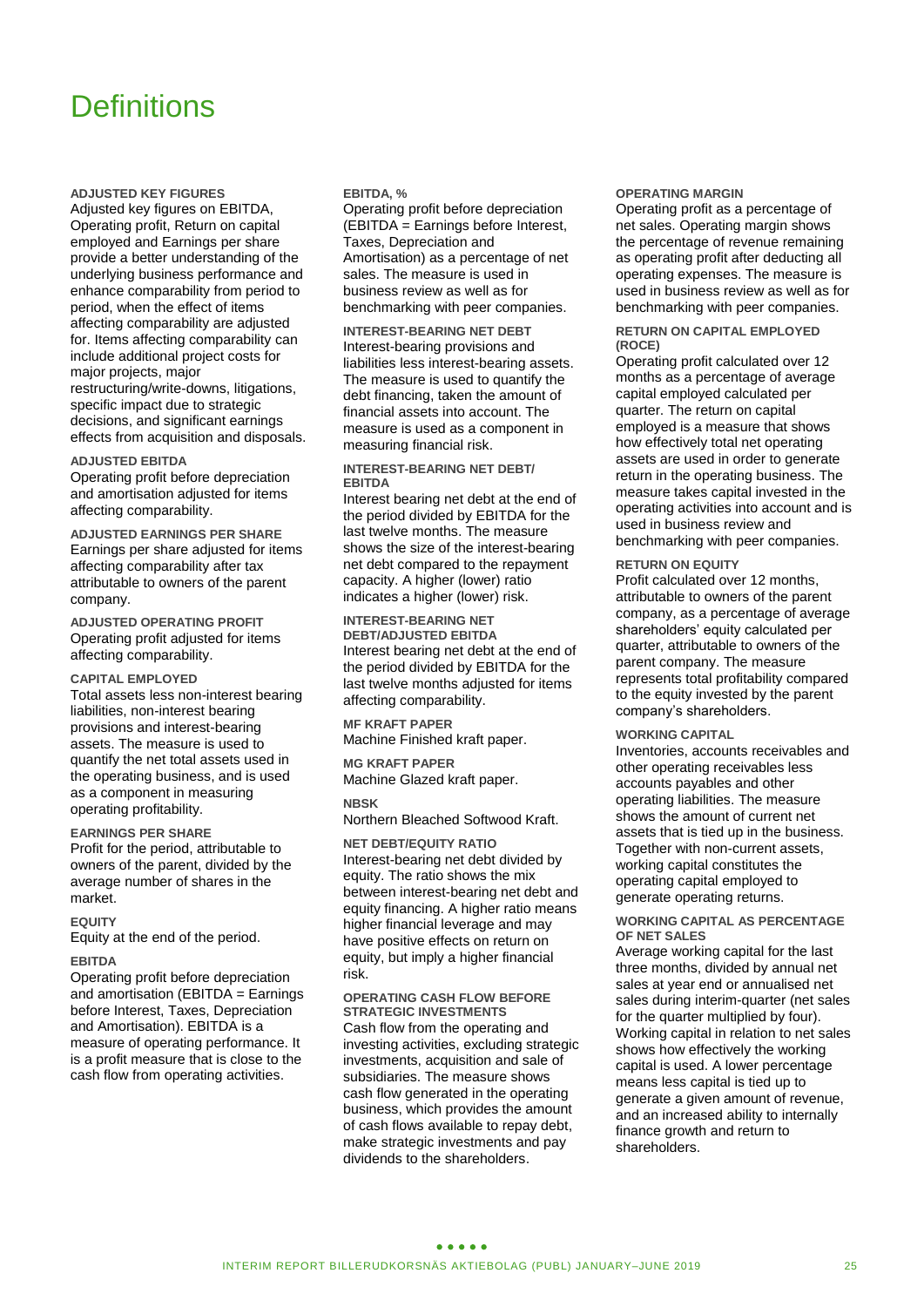# Definitions

### ADJUSTED KEY FIGURES

Adjusted key figures on EBITDA, Operating profit, Return on capital employed and Earnings per share provide a better understanding of the underlying business performance and enhance comparability from period to period, when the effect of items affecting comparability are adjusted for. Items affecting comparability can include additional project costs for major projects, major restructuring/write-downs, litigations, specific impact due to strategic decisions, and significant earnings effects from acquisition and disposals.

### ADJUSTED EBITDA

Operating profit before depreciation and amortisation adjusted for items affecting comparability.

### ADJUSTED EARNINGS PER SHARE

Earnings per share adjusted for items affecting comparability after tax attributable to owners of the parent company.

### ADJUSTED OPERATING PROFIT

Operating profit adjusted for items affecting comparability.

### CAPITAL EMPLOYED

Total assets less non-interest bearing liabilities, non-interest bearing provisions and interest-bearing assets. The measure is used to quantify the net total assets used in the operating business, and is used as a component in measuring operating profitability.

### EARNINGS PER SHARE

Profit for the period, attributable to owners of the parent, divided by the average number of shares in the market.

### EQUITY

Equity at the end of the period.

### EBITDA

Operating profit before depreciation and amortisation (EBITDA = Earnings before Interest, Taxes, Depreciation and Amortisation). EBITDA is a measure of operating performance. It is a profit measure that is close to the cash flow from operating activities.

### EBITDA, %

Operating profit before depreciation (EBITDA = Earnings before Interest, Taxes, Depreciation and Amortisation) as a percentage of net sales. The measure is used in business review as well as for benchmarking with peer companies.

### INTEREST-BEARING NET DEBT

Interest-bearing provisions and liabilities less interest-bearing assets. The measure is used to quantify the debt financing, taken the amount of financial assets into account. The measure is used as a component in measuring financial risk.

### INTEREST-BEARING NET DEBT/ EBITDA

Interest bearing net debt at the end of the period divided by EBITDA for the last twelve months. The measure shows the size of the interest-bearing net debt compared to the repayment capacity. A higher (lower) ratio indicates a higher (lower) risk.

### INTEREST-BEARING NET DEBT/ADJUSTED EBITDA

Interest bearing net debt at the end of the period divided by EBITDA for the last twelve months adjusted for items affecting comparability.

### MF KRAFT PAPER

Machine Finished kraft paper.

### MG KRAFT PAPER

Machine Glazed kraft paper.

### NBSK

Northern Bleached Softwood Kraft.

### NET DEBT/EQUITY RATIO

Interest-bearing net debt divided by equity. The ratio shows the mix between interest-bearing net debt and equity financing. A higher ratio means higher financial leverage and may have positive effects on return on equity, but imply a higher financial risk.

### OPERATING CASH FLOW BEFORE STRATEGIC INVESTMENTS

Cash flow from the operating and investing activities, excluding strategic investments, acquisition and sale of subsidiaries. The measure shows cash flow generated in the operating business, which provides the amount of cash flows available to repay debt, make strategic investments and pay dividends to the shareholders.

### OPERATING MARGIN

Operating profit as a percentage of net sales. Operating margin shows the percentage of revenue remaining as operating profit after deducting all operating expenses. The measure is used in business review as well as for benchmarking with peer companies.

### RETURN ON CAPITAL EMPLOYED (ROCE)

Operating profit calculated over 12 months as a percentage of average capital employed calculated per quarter. The return on capital employed is a measure that shows how effectively total net operating assets are used in order to generate return in the operating business. The measure takes capital invested in the operating activities into account and is used in business review and benchmarking with peer companies.

### RETURN ON EQUITY

Profit calculated over 12 months, attributable to owners of the parent company, as a percentage of average shareholders' equity calculated per quarter, attributable to owners of the parent company. The measure represents total profitability compared to the equity invested by the parent company's shareholders.

### WORKING CAPITAL

Inventories, accounts receivables and other operating receivables less accounts payables and other operating liabilities. The measure shows the amount of current net assets that is tied up in the business. Together with non-current assets, working capital constitutes the operating capital employed to generate operating returns.

### WORKING CAPITAL AS PERCENTAGE OF NET SALES

Average working capital for the last three months, divided by annual net sales at year end or annualised net sales during interim-quarter (net sales for the quarter multiplied by four). Working capital in relation to net sales shows how effectively the working capital is used. A lower percentage means less capital is tied up to generate a given amount of revenue, and an increased ability to internally finance growth and return to shareholders.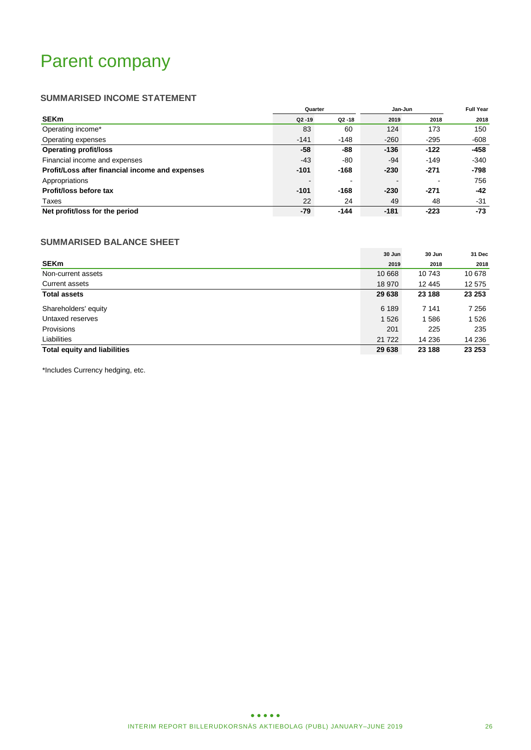# Parent company

### SUMMARISED INCOME STATEMENT

| | Quarter | | Jan-Jun | | Full Year |
|---|---|---|---|---|---|
| **SEKm** | Q2 -19 | Q2 -18 | 2019 | 2018 | 2018 |
| Operating income* | 83 | 60 | 124 | 173 | 150 |
| Operating expenses | -141 | -148 | -260 | -295 | -608 |
| **Operating profit/loss** | **-58** | **-88** | **-136** | **-122** | **-458** |
| Financial income and expenses | -43 | -80 | -94 | -149 | -340 |
| **Profit/Loss after financial income and expenses** | **-101** | **-168** | **-230** | **-271** | **-798** |
| Appropriations | - | - | - | - | 756 |
| **Profit/loss before tax** | **-101** | **-168** | **-230** | **-271** | **-42** |
| Taxes | 22 | 24 | 49 | 48 | -31 |
| **Net profit/loss for the period** | **-79** | **-144** | **-181** | **-223** | **-73** |

### SUMMARISED BALANCE SHEET

| SEKm | 30 Jun 2019 | 30 Jun 2018 | 31 Dec 2018 |
|---|---|---|---|
| Non-current assets | 10 668 | 10 743 | 10 678 |
| Current assets | 18 970 | 12 445 | 12 575 |
| **Total assets** | **29 638** | **23 188** | **23 253** |
| Shareholders' equity | 6 189 | 7 141 | 7 256 |
| Untaxed reserves | 1 526 | 1 586 | 1 526 |
| Provisions | 201 | 225 | 235 |
| Liabilities | 21 722 | 14 236 | 14 236 |
| **Total equity and liabilities** | **29 638** | **23 188** | **23 253** |

*Includes Currency hedging, etc.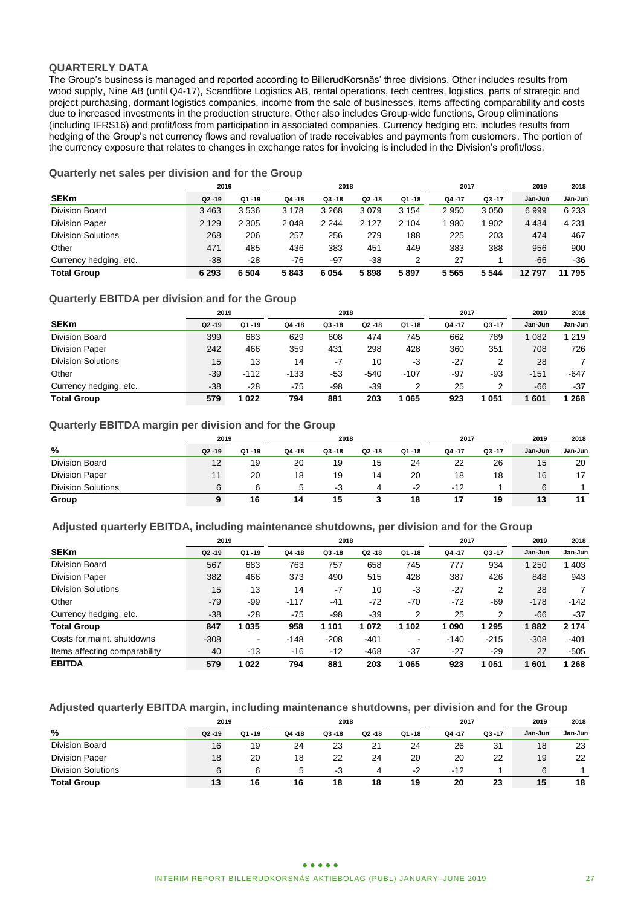## QUARTERLY DATA

The Group's business is managed and reported according to BillerudKorsnäs' three divisions. Other includes results from wood supply, Nine AB (until Q4-17), Scandfibre Logistics AB, rental operations, tech centres, logistics, parts of strategic and project purchasing, dormant logistics companies, income from the sale of businesses, items affecting comparability and costs due to increased investments in the production structure. Other also includes Group-wide functions, Group eliminations (including IFRS16) and profit/loss from participation in associated companies. Currency hedging etc. includes results from hedging of the Group's net currency flows and revaluation of trade receivables and payments from customers. The portion of the currency exposure that relates to changes in exchange rates for invoicing is included in the Division's profit/loss.

### Quarterly net sales per division and for the Group

| | 2019 | | 2018 | | | | 2017 | | 2019 | 2018 |
|---|---|---|---|---|---|---|---|---|---|---|
| **SEKm** | Q2 -19 | Q1 -19 | Q4 -18 | Q3 -18 | Q2 -18 | Q1 -18 | Q4 -17 | Q3 -17 | Jan-Jun | Jan-Jun |
| Division Board | 3 463 | 3 536 | 3 178 | 3 268 | 3 079 | 3 154 | 2 950 | 3 050 | 6 999 | 6 233 |
| Division Paper | 2 129 | 2 305 | 2 048 | 2 244 | 2 127 | 2 104 | 1 980 | 1 902 | 4 434 | 4 231 |
| Division Solutions | 268 | 206 | 257 | 256 | 279 | 188 | 225 | 203 | 474 | 467 |
| Other | 471 | 485 | 436 | 383 | 451 | 449 | 383 | 388 | 956 | 900 |
| Currency hedging, etc. | -38 | -28 | -76 | -97 | -38 | 2 | 27 | 1 | -66 | -36 |
| **Total Group** | **6 293** | **6 504** | **5 843** | **6 054** | **5 898** | **5 897** | **5 565** | **5 544** | **12 797** | **11 795** |

### Quarterly EBITDA per division and for the Group

| | 2019 | | 2018 | | | | 2017 | | 2019 | 2018 |
|---|---|---|---|---|---|---|---|---|---|---|
| **SEKm** | Q2 -19 | Q1 -19 | Q4 -18 | Q3 -18 | Q2 -18 | Q1 -18 | Q4 -17 | Q3 -17 | Jan-Jun | Jan-Jun |
| Division Board | 399 | 683 | 629 | 608 | 474 | 745 | 662 | 789 | 1 082 | 1 219 |
| Division Paper | 242 | 466 | 359 | 431 | 298 | 428 | 360 | 351 | 708 | 726 |
| Division Solutions | 15 | 13 | 14 | -7 | 10 | -3 | -27 | 2 | 28 | 7 |
| Other | -39 | -112 | -133 | -53 | -540 | -107 | -97 | -93 | -151 | -647 |
| Currency hedging, etc. | -38 | -28 | -75 | -98 | -39 | 2 | 25 | 2 | -66 | -37 |
| **Total Group** | **579** | **1 022** | **794** | **881** | **203** | **1 065** | **923** | **1 051** | **1 601** | **1 268** |

### Quarterly EBITDA margin per division and for the Group

| | 2019 | | 2018 | | | | 2017 | | 2019 | 2018 |
|---|---|---|---|---|---|---|---|---|---|---|
| **%** | Q2 -19 | Q1 -19 | Q4 -18 | Q3 -18 | Q2 -18 | Q1 -18 | Q4 -17 | Q3 -17 | Jan-Jun | Jan-Jun |
| Division Board | 12 | 19 | 20 | 19 | 15 | 24 | 22 | 26 | 15 | 20 |
| Division Paper | 11 | 20 | 18 | 19 | 14 | 20 | 18 | 18 | 16 | 17 |
| Division Solutions | 6 | 6 | 5 | -3 | 4 | -2 | -12 | 1 | 6 | 1 |
| **Group** | **9** | **16** | **14** | **15** | **3** | **18** | **17** | **19** | **13** | **11** |

### Adjusted quarterly EBITDA, including maintenance shutdowns, per division and for the Group

| | 2019 | | 2018 | | | | 2017 | | 2019 | 2018 |
|---|---|---|---|---|---|---|---|---|---|---|
| **SEKm** | Q2 -19 | Q1 -19 | Q4 -18 | Q3 -18 | Q2 -18 | Q1 -18 | Q4 -17 | Q3 -17 | Jan-Jun | Jan-Jun |
| Division Board | 567 | 683 | 763 | 757 | 658 | 745 | 777 | 934 | 1 250 | 1 403 |
| Division Paper | 382 | 466 | 373 | 490 | 515 | 428 | 387 | 426 | 848 | 943 |
| Division Solutions | 15 | 13 | 14 | -7 | 10 | -3 | -27 | 2 | 28 | 7 |
| Other | -79 | -99 | -117 | -41 | -72 | -70 | -72 | -69 | -178 | -142 |
| Currency hedging, etc. | -38 | -28 | -75 | -98 | -39 | 2 | 25 | 2 | -66 | -37 |
| **Total Group** | **847** | **1 035** | **958** | **1 101** | **1 072** | **1 102** | **1 090** | **1 295** | **1 882** | **2 174** |
| Costs for maint. shutdowns | -308 | - | -148 | -208 | -401 | - | -140 | -215 | -308 | -401 |
| Items affecting comparability | 40 | -13 | -16 | -12 | -468 | -37 | -27 | -29 | 27 | -505 |
| **EBITDA** | **579** | **1 022** | **794** | **881** | **203** | **1 065** | **923** | **1 051** | **1 601** | **1 268** |

### Adjusted quarterly EBITDA margin, including maintenance shutdowns, per division and for the Group

| | 2019 | | 2018 | | | | 2017 | | 2019 | 2018 |
|---|---|---|---|---|---|---|---|---|---|---|
| **%** | Q2 -19 | Q1 -19 | Q4 -18 | Q3 -18 | Q2 -18 | Q1 -18 | Q4 -17 | Q3 -17 | Jan-Jun | Jan-Jun |
| Division Board | 16 | 19 | 24 | 23 | 21 | 24 | 26 | 31 | 18 | 23 |
| Division Paper | 18 | 20 | 18 | 22 | 24 | 20 | 20 | 22 | 19 | 22 |
| Division Solutions | 6 | 6 | 5 | -3 | 4 | -2 | -12 | 1 | 6 | 1 |
| **Total Group** | **13** | **16** | **16** | **18** | **18** | **19** | **20** | **23** | **15** | **18** |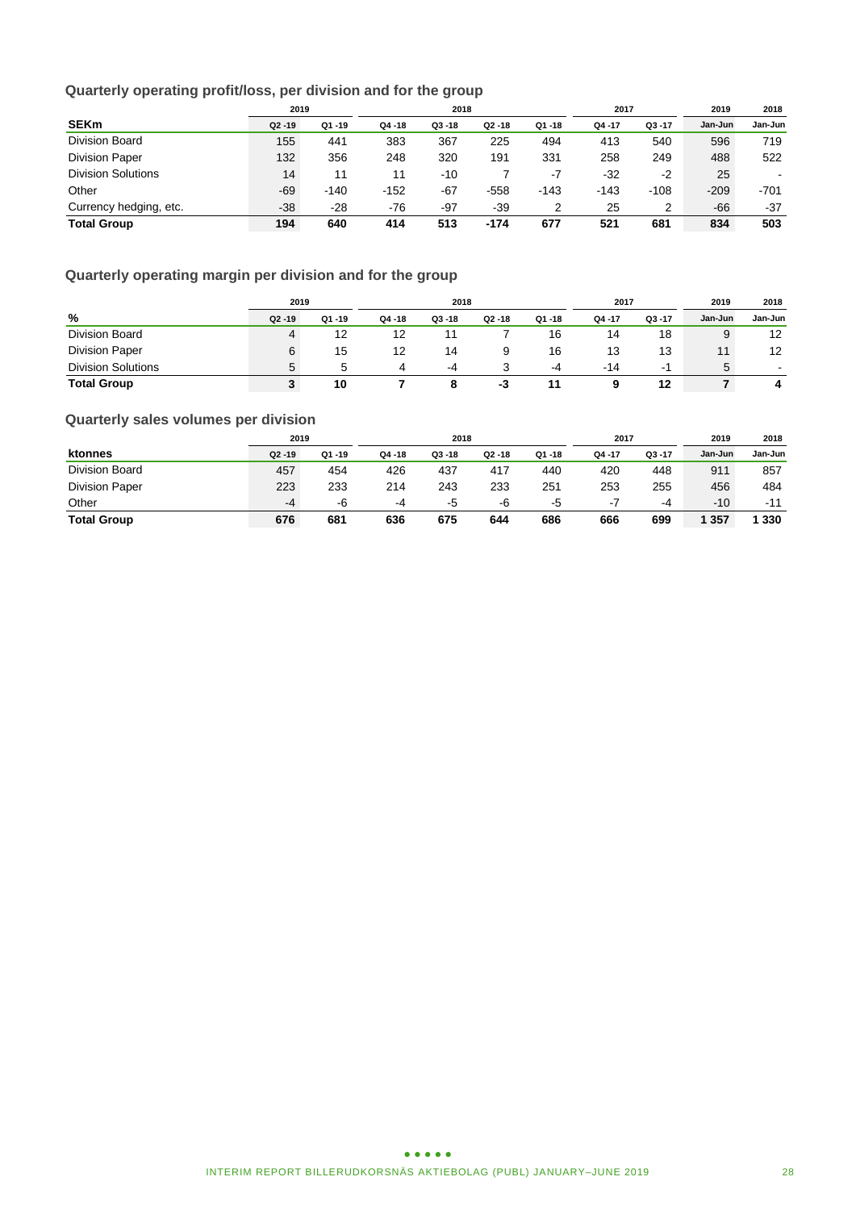### Quarterly operating profit/loss, per division and for the group

| | 2019 | | 2018 | | | | 2017 | | 2019 | 2018 |
|---|---|---|---|---|---|---|---|---|---|---|
| **SEKm** | Q2 -19 | Q1 -19 | Q4 -18 | Q3 -18 | Q2 -18 | Q1 -18 | Q4 -17 | Q3 -17 | Jan-Jun | Jan-Jun |
| Division Board | 155 | 441 | 383 | 367 | 225 | 494 | 413 | 540 | 596 | 719 |
| Division Paper | 132 | 356 | 248 | 320 | 191 | 331 | 258 | 249 | 488 | 522 |
| Division Solutions | 14 | 11 | 11 | -10 | 7 | -7 | -32 | -2 | 25 | - |
| Other | -69 | -140 | -152 | -67 | -558 | -143 | -143 | -108 | -209 | -701 |
| Currency hedging, etc. | -38 | -28 | -76 | -97 | -39 | 2 | 25 | 2 | -66 | -37 |
| **Total Group** | **194** | **640** | **414** | **513** | **-174** | **677** | **521** | **681** | **834** | **503** |

### Quarterly operating margin per division and for the group

| | 2019 | | 2018 | | | | 2017 | | 2019 | 2018 |
|---|---|---|---|---|---|---|---|---|---|---|
| **%** | Q2 -19 | Q1 -19 | Q4 -18 | Q3 -18 | Q2 -18 | Q1 -18 | Q4 -17 | Q3 -17 | Jan-Jun | Jan-Jun |
| Division Board | 4 | 12 | 12 | 11 | 7 | 16 | 14 | 18 | 9 | 12 |
| Division Paper | 6 | 15 | 12 | 14 | 9 | 16 | 13 | 13 | 11 | 12 |
| Division Solutions | 5 | 5 | 4 | -4 | 3 | -4 | -14 | -1 | 5 | - |
| **Total Group** | **3** | **10** | **7** | **8** | **-3** | **11** | **9** | **12** | **7** | **4** |

### Quarterly sales volumes per division

| | 2019 | | 2018 | | | | 2017 | | 2019 | 2018 |
|---|---|---|---|---|---|---|---|---|---|---|
| **ktonnes** | Q2 -19 | Q1 -19 | Q4 -18 | Q3 -18 | Q2 -18 | Q1 -18 | Q4 -17 | Q3 -17 | Jan-Jun | Jan-Jun |
| Division Board | 457 | 454 | 426 | 437 | 417 | 440 | 420 | 448 | 911 | 857 |
| Division Paper | 223 | 233 | 214 | 243 | 233 | 251 | 253 | 255 | 456 | 484 |
| Other | -4 | -6 | -4 | -5 | -6 | -5 | -7 | -4 | -10 | -11 |
| **Total Group** | **676** | **681** | **636** | **675** | **644** | **686** | **666** | **699** | **1 357** | **1 330** |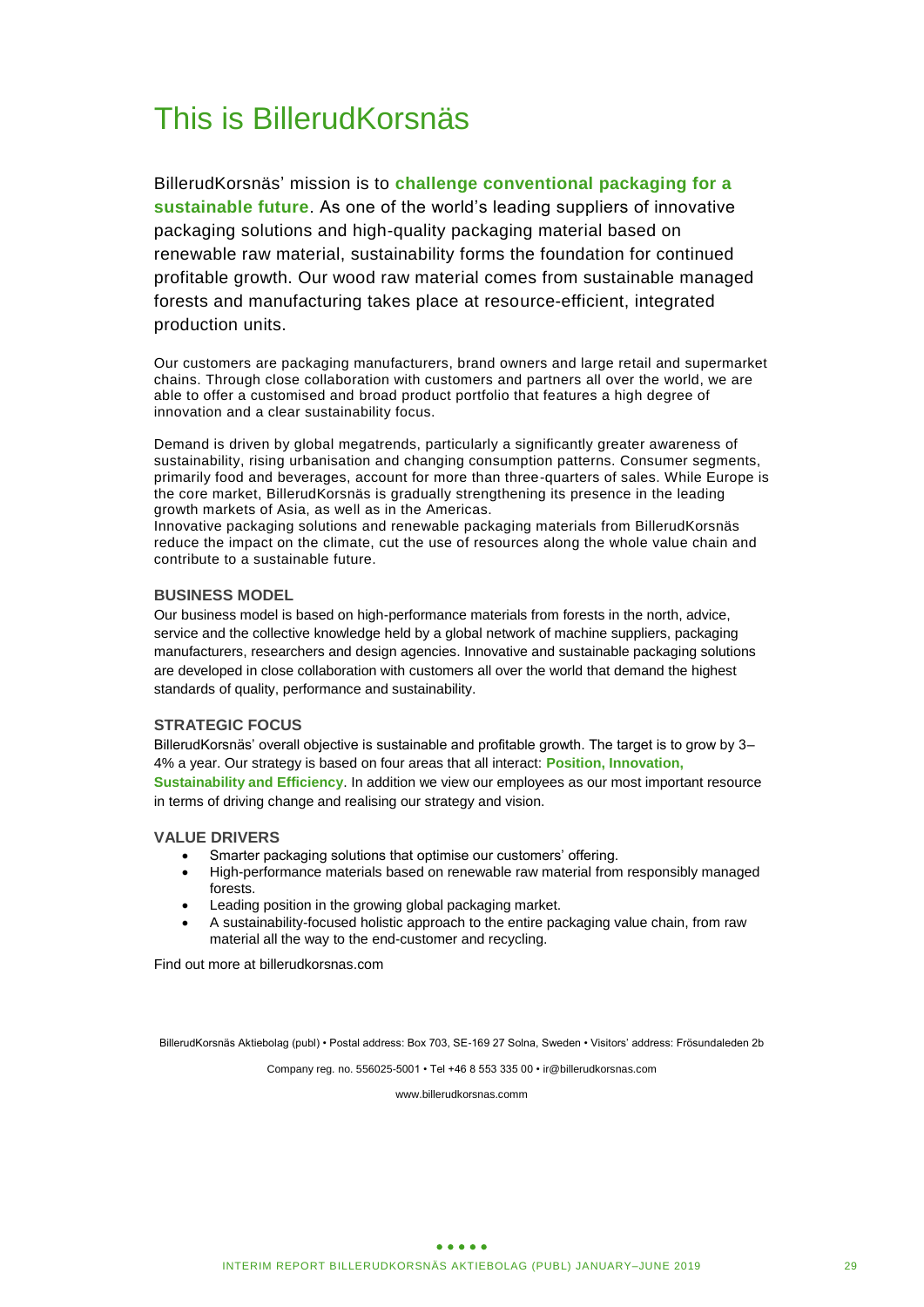# This is BillerudKorsnäs

BillerudKorsnäs' mission is to **challenge conventional packaging for a sustainable future**. As one of the world's leading suppliers of innovative packaging solutions and high-quality packaging material based on renewable raw material, sustainability forms the foundation for continued profitable growth. Our wood raw material comes from sustainable managed forests and manufacturing takes place at resource-efficient, integrated production units.

Our customers are packaging manufacturers, brand owners and large retail and supermarket chains. Through close collaboration with customers and partners all over the world, we are able to offer a customised and broad product portfolio that features a high degree of innovation and a clear sustainability focus.

Demand is driven by global megatrends, particularly a significantly greater awareness of sustainability, rising urbanisation and changing consumption patterns. Consumer segments, primarily food and beverages, account for more than three-quarters of sales. While Europe is the core market, BillerudKorsnäs is gradually strengthening its presence in the leading growth markets of Asia, as well as in the Americas.
Innovative packaging solutions and renewable packaging materials from BillerudKorsnäs reduce the impact on the climate, cut the use of resources along the whole value chain and contribute to a sustainable future.

### BUSINESS MODEL

Our business model is based on high-performance materials from forests in the north, advice, service and the collective knowledge held by a global network of machine suppliers, packaging manufacturers, researchers and design agencies. Innovative and sustainable packaging solutions are developed in close collaboration with customers all over the world that demand the highest standards of quality, performance and sustainability.

### STRATEGIC FOCUS

BillerudKorsnäs' overall objective is sustainable and profitable growth. The target is to grow by 3–4% a year. Our strategy is based on four areas that all interact: **Position, Innovation, Sustainability and Efficiency**. In addition we view our employees as our most important resource in terms of driving change and realising our strategy and vision.

### VALUE DRIVERS

- Smarter packaging solutions that optimise our customers' offering.
- High-performance materials based on renewable raw material from responsibly managed forests.
- Leading position in the growing global packaging market.
- A sustainability-focused holistic approach to the entire packaging value chain, from raw material all the way to the end-customer and recycling.

Find out more at billerudkorsnas.com

BillerudKorsnäs Aktiebolag (publ) • Postal address: Box 703, SE-169 27 Solna, Sweden • Visitors' address: Frösundaleden 2b

Company reg. no. 556025-5001 • Tel +46 8 553 335 00 • ir@billerudkorsnas.com

www.billerudkorsnas.comm